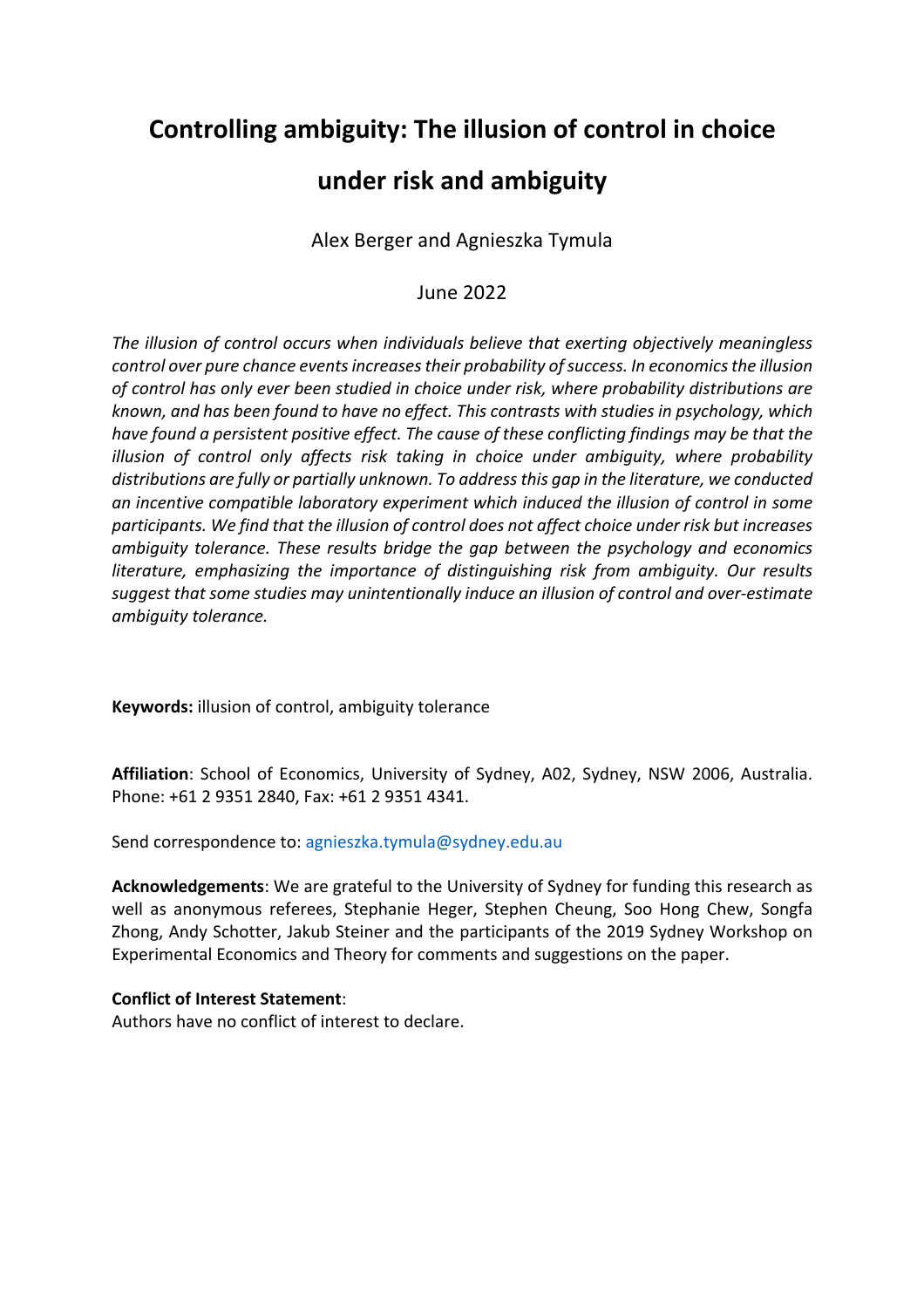# Controlling ambiguity: The illusion of control in choice under risk and ambiguity

Alex Berger and Agnieszka Tymula

June 2022

*The illusion of control occurs when individuals believe that exerting objectively meaningless control over pure chance events increases their probability of success. In economics the illusion of control has only ever been studied in choice under risk, where probability distributions are known, and has been found to have no effect. This contrasts with studies in psychology, which have found a persistent positive effect. The cause of these conflicting findings may be that the illusion of control only affects risk taking in choice under ambiguity, where probability distributions are fully or partially unknown. To address this gap in the literature, we conducted an incentive compatible laboratory experiment which induced the illusion of control in some participants. We find that the illusion of control does not affect choice under risk but increases ambiguity tolerance. These results bridge the gap between the psychology and economics literature, emphasizing the importance of distinguishing risk from ambiguity. Our results suggest that some studies may unintentionally induce an illusion of control and over-estimate ambiguity tolerance.*

**Keywords:** illusion of control, ambiguity tolerance

**Affiliation**: School of Economics, University of Sydney, A02, Sydney, NSW 2006, Australia. Phone: +61 2 9351 2840, Fax: +61 2 9351 4341.

Send correspondence to: agnieszka.tymula@sydney.edu.au

**Acknowledgements**: We are grateful to the University of Sydney for funding this research as well as anonymous referees, Stephanie Heger, Stephen Cheung, Soo Hong Chew, Songfa Zhong, Andy Schotter, Jakub Steiner and the participants of the 2019 Sydney Workshop on Experimental Economics and Theory for comments and suggestions on the paper.

**Conflict of Interest Statement**:
Authors have no conflict of interest to declare.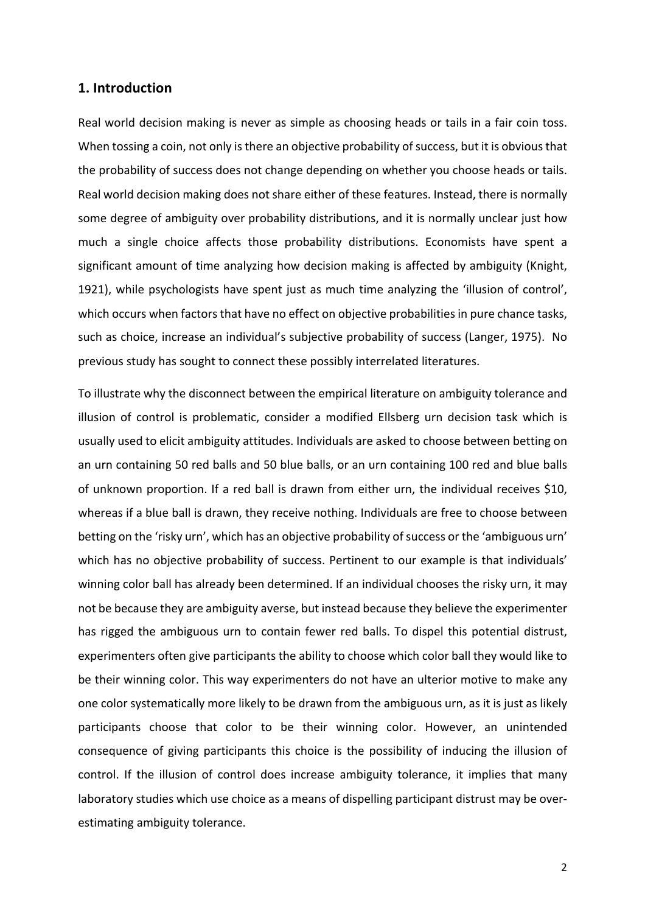## 1. Introduction

Real world decision making is never as simple as choosing heads or tails in a fair coin toss. When tossing a coin, not only is there an objective probability of success, but it is obvious that the probability of success does not change depending on whether you choose heads or tails. Real world decision making does not share either of these features. Instead, there is normally some degree of ambiguity over probability distributions, and it is normally unclear just how much a single choice affects those probability distributions. Economists have spent a significant amount of time analyzing how decision making is affected by ambiguity (Knight, 1921), while psychologists have spent just as much time analyzing the 'illusion of control', which occurs when factors that have no effect on objective probabilities in pure chance tasks, such as choice, increase an individual's subjective probability of success (Langer, 1975). No previous study has sought to connect these possibly interrelated literatures.

To illustrate why the disconnect between the empirical literature on ambiguity tolerance and illusion of control is problematic, consider a modified Ellsberg urn decision task which is usually used to elicit ambiguity attitudes. Individuals are asked to choose between betting on an urn containing 50 red balls and 50 blue balls, or an urn containing 100 red and blue balls of unknown proportion. If a red ball is drawn from either urn, the individual receives $10, whereas if a blue ball is drawn, they receive nothing. Individuals are free to choose between betting on the 'risky urn', which has an objective probability of success or the 'ambiguous urn' which has no objective probability of success. Pertinent to our example is that individuals' winning color ball has already been determined. If an individual chooses the risky urn, it may not be because they are ambiguity averse, but instead because they believe the experimenter has rigged the ambiguous urn to contain fewer red balls. To dispel this potential distrust, experimenters often give participants the ability to choose which color ball they would like to be their winning color. This way experimenters do not have an ulterior motive to make any one color systematically more likely to be drawn from the ambiguous urn, as it is just as likely participants choose that color to be their winning color. However, an unintended consequence of giving participants this choice is the possibility of inducing the illusion of control. If the illusion of control does increase ambiguity tolerance, it implies that many laboratory studies which use choice as a means of dispelling participant distrust may be over-estimating ambiguity tolerance.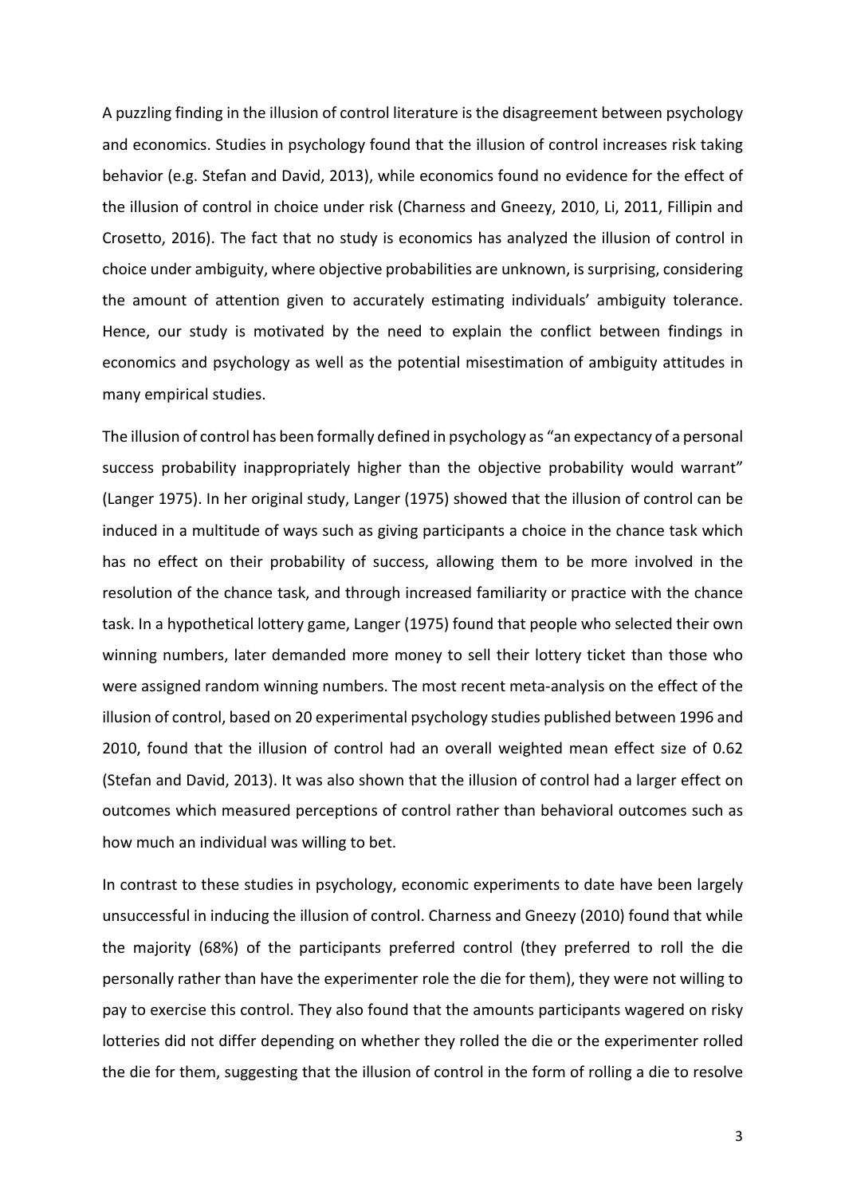A puzzling finding in the illusion of control literature is the disagreement between psychology and economics. Studies in psychology found that the illusion of control increases risk taking behavior (e.g. Stefan and David, 2013), while economics found no evidence for the effect of the illusion of control in choice under risk (Charness and Gneezy, 2010, Li, 2011, Fillipin and Crosetto, 2016). The fact that no study is economics has analyzed the illusion of control in choice under ambiguity, where objective probabilities are unknown, is surprising, considering the amount of attention given to accurately estimating individuals' ambiguity tolerance. Hence, our study is motivated by the need to explain the conflict between findings in economics and psychology as well as the potential misestimation of ambiguity attitudes in many empirical studies.

The illusion of control has been formally defined in psychology as "an expectancy of a personal success probability inappropriately higher than the objective probability would warrant" (Langer 1975). In her original study, Langer (1975) showed that the illusion of control can be induced in a multitude of ways such as giving participants a choice in the chance task which has no effect on their probability of success, allowing them to be more involved in the resolution of the chance task, and through increased familiarity or practice with the chance task. In a hypothetical lottery game, Langer (1975) found that people who selected their own winning numbers, later demanded more money to sell their lottery ticket than those who were assigned random winning numbers. The most recent meta-analysis on the effect of the illusion of control, based on 20 experimental psychology studies published between 1996 and 2010, found that the illusion of control had an overall weighted mean effect size of 0.62 (Stefan and David, 2013). It was also shown that the illusion of control had a larger effect on outcomes which measured perceptions of control rather than behavioral outcomes such as how much an individual was willing to bet.

In contrast to these studies in psychology, economic experiments to date have been largely unsuccessful in inducing the illusion of control. Charness and Gneezy (2010) found that while the majority (68%) of the participants preferred control (they preferred to roll the die personally rather than have the experimenter role the die for them), they were not willing to pay to exercise this control. They also found that the amounts participants wagered on risky lotteries did not differ depending on whether they rolled the die or the experimenter rolled the die for them, suggesting that the illusion of control in the form of rolling a die to resolve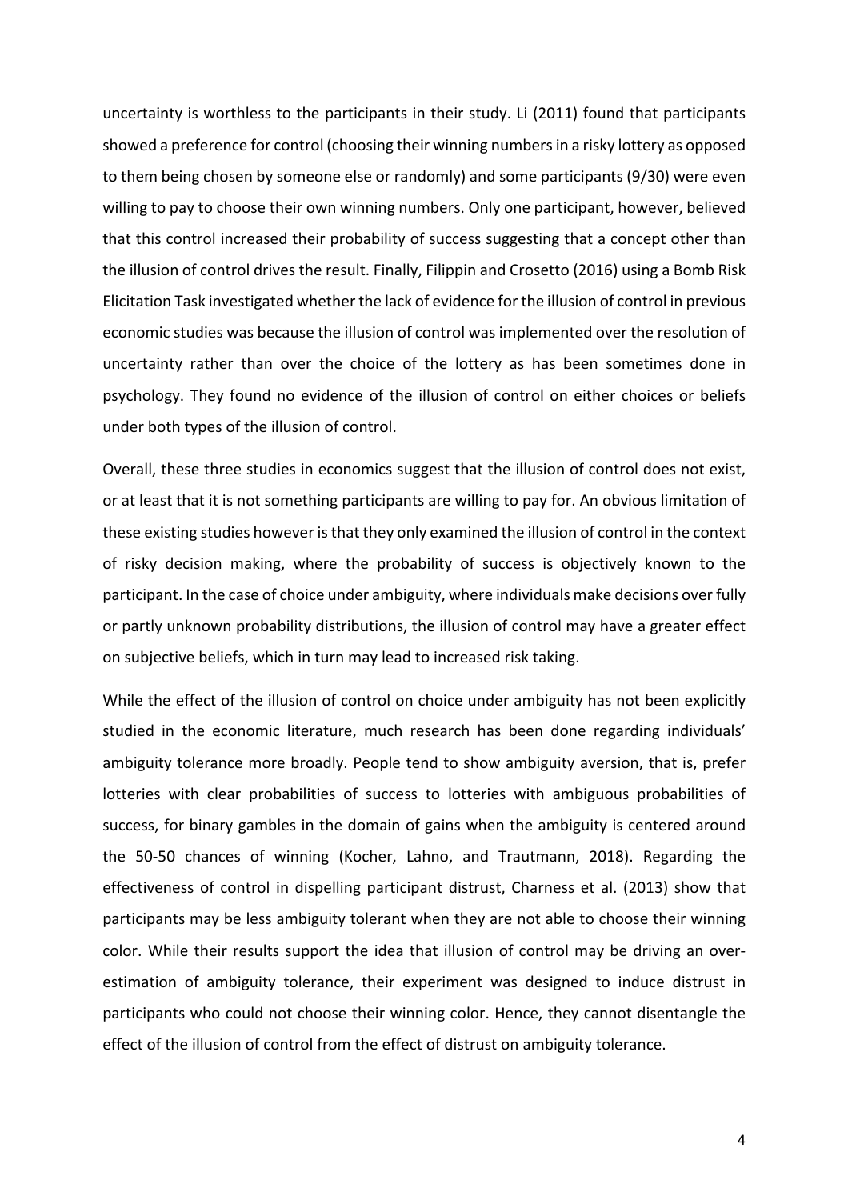uncertainty is worthless to the participants in their study. Li (2011) found that participants showed a preference for control (choosing their winning numbers in a risky lottery as opposed to them being chosen by someone else or randomly) and some participants (9/30) were even willing to pay to choose their own winning numbers. Only one participant, however, believed that this control increased their probability of success suggesting that a concept other than the illusion of control drives the result. Finally, Filippin and Crosetto (2016) using a Bomb Risk Elicitation Task investigated whether the lack of evidence for the illusion of control in previous economic studies was because the illusion of control was implemented over the resolution of uncertainty rather than over the choice of the lottery as has been sometimes done in psychology. They found no evidence of the illusion of control on either choices or beliefs under both types of the illusion of control.

Overall, these three studies in economics suggest that the illusion of control does not exist, or at least that it is not something participants are willing to pay for. An obvious limitation of these existing studies however is that they only examined the illusion of control in the context of risky decision making, where the probability of success is objectively known to the participant. In the case of choice under ambiguity, where individuals make decisions over fully or partly unknown probability distributions, the illusion of control may have a greater effect on subjective beliefs, which in turn may lead to increased risk taking.

While the effect of the illusion of control on choice under ambiguity has not been explicitly studied in the economic literature, much research has been done regarding individuals' ambiguity tolerance more broadly. People tend to show ambiguity aversion, that is, prefer lotteries with clear probabilities of success to lotteries with ambiguous probabilities of success, for binary gambles in the domain of gains when the ambiguity is centered around the 50-50 chances of winning (Kocher, Lahno, and Trautmann, 2018). Regarding the effectiveness of control in dispelling participant distrust, Charness et al. (2013) show that participants may be less ambiguity tolerant when they are not able to choose their winning color. While their results support the idea that illusion of control may be driving an over-estimation of ambiguity tolerance, their experiment was designed to induce distrust in participants who could not choose their winning color. Hence, they cannot disentangle the effect of the illusion of control from the effect of distrust on ambiguity tolerance.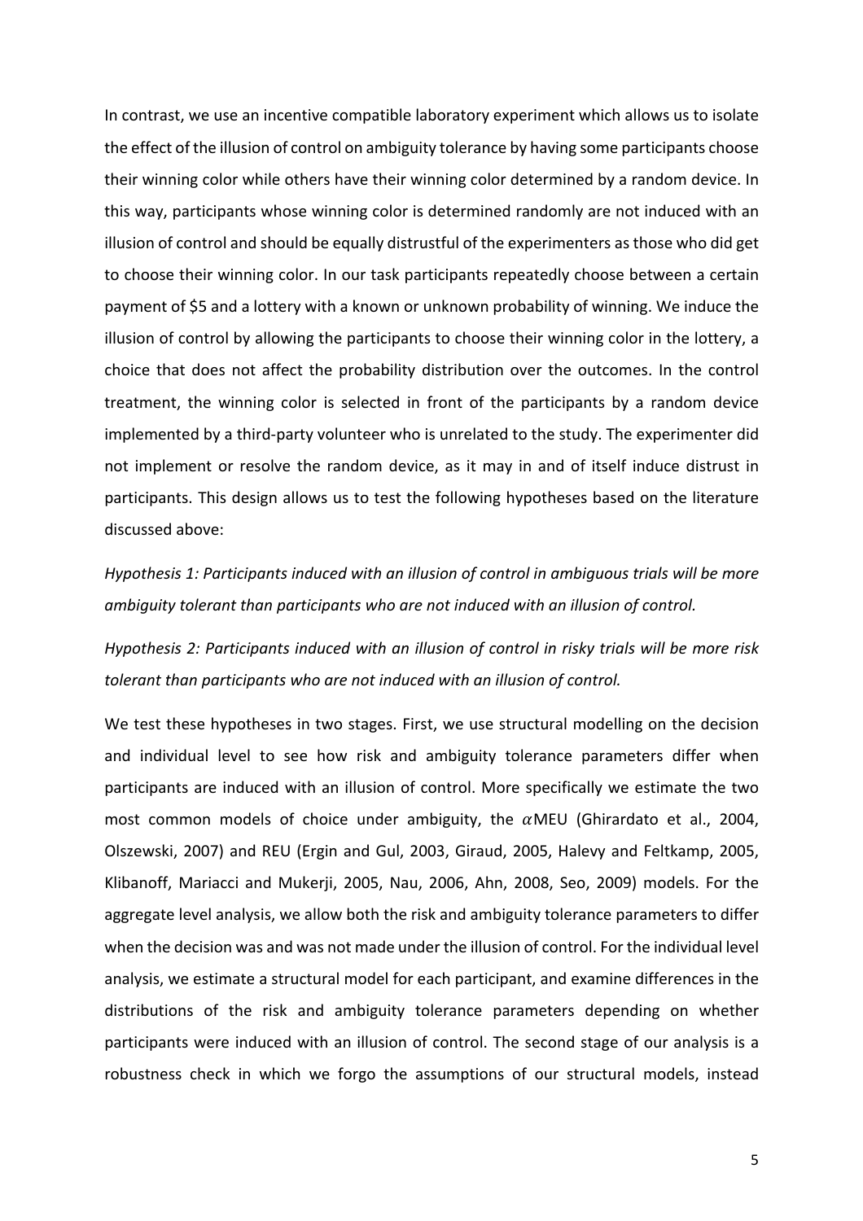In contrast, we use an incentive compatible laboratory experiment which allows us to isolate the effect of the illusion of control on ambiguity tolerance by having some participants choose their winning color while others have their winning color determined by a random device. In this way, participants whose winning color is determined randomly are not induced with an illusion of control and should be equally distrustful of the experimenters as those who did get to choose their winning color. In our task participants repeatedly choose between a certain payment of $5 and a lottery with a known or unknown probability of winning. We induce the illusion of control by allowing the participants to choose their winning color in the lottery, a choice that does not affect the probability distribution over the outcomes. In the control treatment, the winning color is selected in front of the participants by a random device implemented by a third-party volunteer who is unrelated to the study. The experimenter did not implement or resolve the random device, as it may in and of itself induce distrust in participants. This design allows us to test the following hypotheses based on the literature discussed above:

*Hypothesis 1: Participants induced with an illusion of control in ambiguous trials will be more ambiguity tolerant than participants who are not induced with an illusion of control.*

*Hypothesis 2: Participants induced with an illusion of control in risky trials will be more risk tolerant than participants who are not induced with an illusion of control.*

We test these hypotheses in two stages. First, we use structural modelling on the decision and individual level to see how risk and ambiguity tolerance parameters differ when participants are induced with an illusion of control. More specifically we estimate the two most common models of choice under ambiguity, the $\alpha$MEU (Ghirardato et al., 2004, Olszewski, 2007) and REU (Ergin and Gul, 2003, Giraud, 2005, Halevy and Feltkamp, 2005, Klibanoff, Mariacci and Mukerji, 2005, Nau, 2006, Ahn, 2008, Seo, 2009) models. For the aggregate level analysis, we allow both the risk and ambiguity tolerance parameters to differ when the decision was and was not made under the illusion of control. For the individual level analysis, we estimate a structural model for each participant, and examine differences in the distributions of the risk and ambiguity tolerance parameters depending on whether participants were induced with an illusion of control. The second stage of our analysis is a robustness check in which we forgo the assumptions of our structural models, instead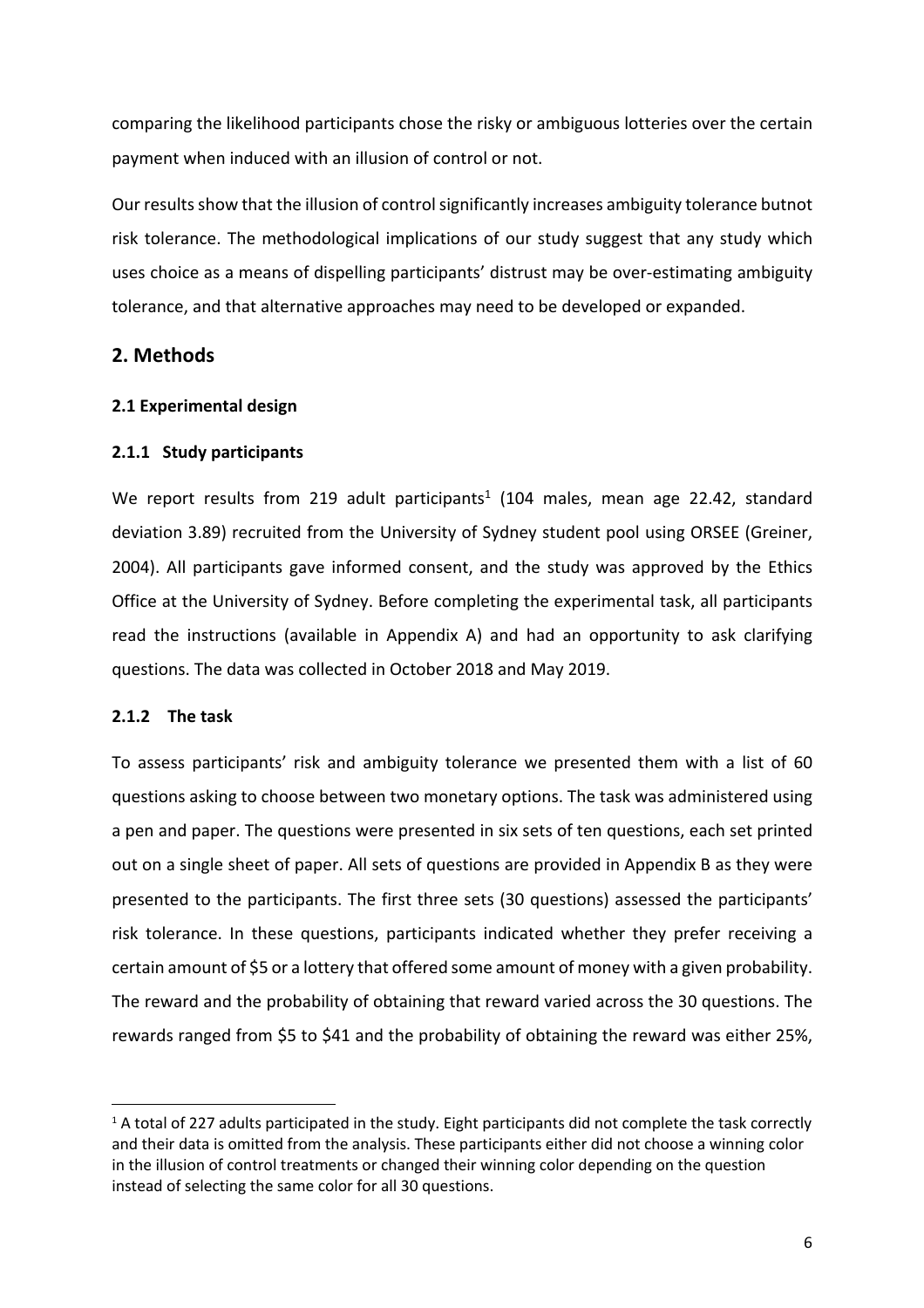comparing the likelihood participants chose the risky or ambiguous lotteries over the certain payment when induced with an illusion of control or not.

Our results show that the illusion of control significantly increases ambiguity tolerance butnot risk tolerance. The methodological implications of our study suggest that any study which uses choice as a means of dispelling participants' distrust may be over-estimating ambiguity tolerance, and that alternative approaches may need to be developed or expanded.

## 2. Methods

### 2.1 Experimental design

#### 2.1.1 Study participants

We report results from 219 adult participants[1] (104 males, mean age 22.42, standard deviation 3.89) recruited from the University of Sydney student pool using ORSEE (Greiner, 2004). All participants gave informed consent, and the study was approved by the Ethics Office at the University of Sydney. Before completing the experimental task, all participants read the instructions (available in Appendix A) and had an opportunity to ask clarifying questions. The data was collected in October 2018 and May 2019.

#### 2.1.2 The task

To assess participants' risk and ambiguity tolerance we presented them with a list of 60 questions asking to choose between two monetary options. The task was administered using a pen and paper. The questions were presented in six sets of ten questions, each set printed out on a single sheet of paper. All sets of questions are provided in Appendix B as they were presented to the participants. The first three sets (30 questions) assessed the participants' risk tolerance. In these questions, participants indicated whether they prefer receiving a certain amount of $5 or a lottery that offered some amount of money with a given probability. The reward and the probability of obtaining that reward varied across the 30 questions. The rewards ranged from $5 to $41 and the probability of obtaining the reward was either 25%,

[1] A total of 227 adults participated in the study. Eight participants did not complete the task correctly and their data is omitted from the analysis. These participants either did not choose a winning color in the illusion of control treatments or changed their winning color depending on the question instead of selecting the same color for all 30 questions.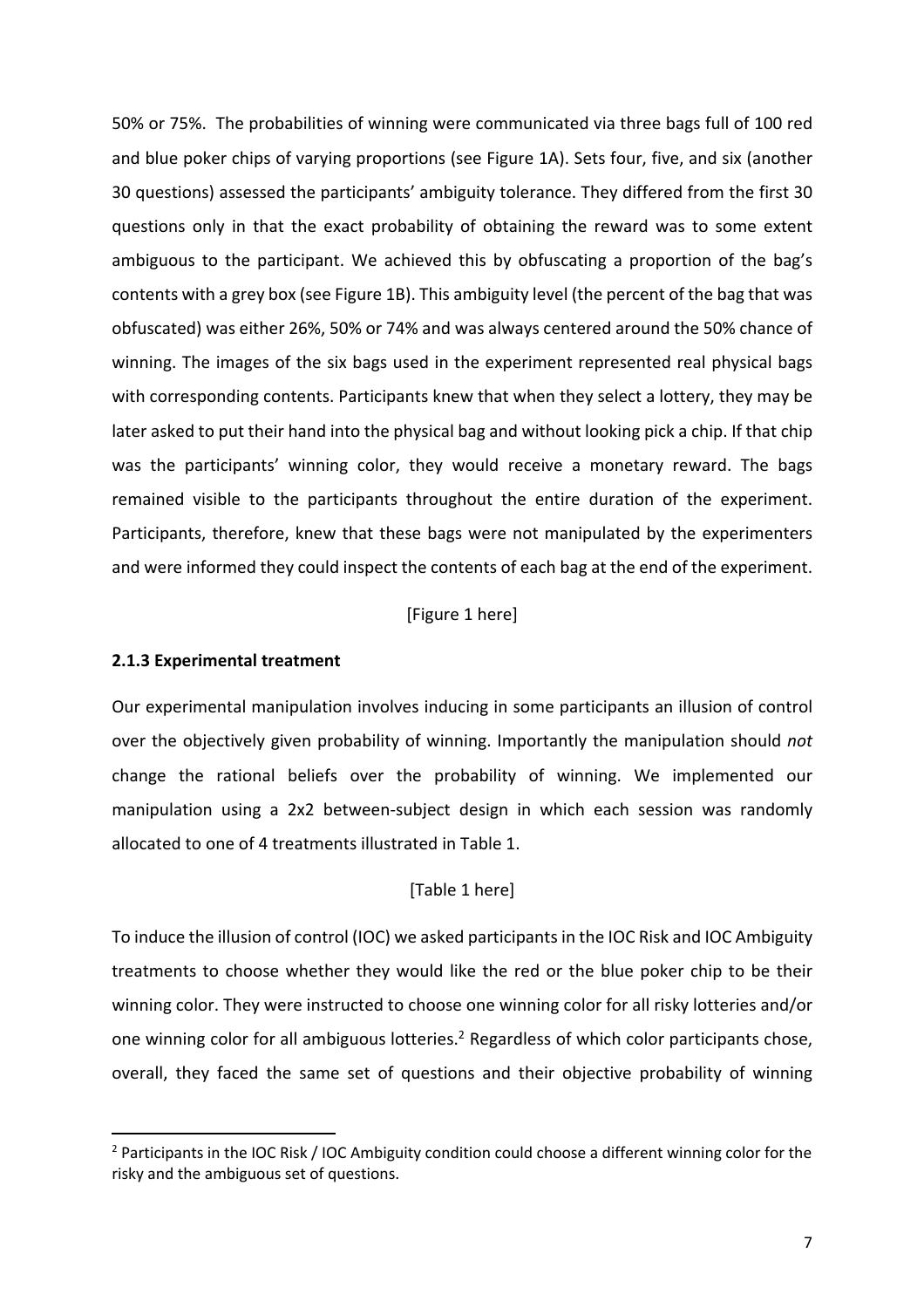50% or 75%. The probabilities of winning were communicated via three bags full of 100 red and blue poker chips of varying proportions (see Figure 1A). Sets four, five, and six (another 30 questions) assessed the participants' ambiguity tolerance. They differed from the first 30 questions only in that the exact probability of obtaining the reward was to some extent ambiguous to the participant. We achieved this by obfuscating a proportion of the bag's contents with a grey box (see Figure 1B). This ambiguity level (the percent of the bag that was obfuscated) was either 26%, 50% or 74% and was always centered around the 50% chance of winning. The images of the six bags used in the experiment represented real physical bags with corresponding contents. Participants knew that when they select a lottery, they may be later asked to put their hand into the physical bag and without looking pick a chip. If that chip was the participants' winning color, they would receive a monetary reward. The bags remained visible to the participants throughout the entire duration of the experiment. Participants, therefore, knew that these bags were not manipulated by the experimenters and were informed they could inspect the contents of each bag at the end of the experiment.

[Figure 1 here]

### 2.1.3 Experimental treatment

Our experimental manipulation involves inducing in some participants an illusion of control over the objectively given probability of winning. Importantly the manipulation should *not* change the rational beliefs over the probability of winning. We implemented our manipulation using a 2x2 between-subject design in which each session was randomly allocated to one of 4 treatments illustrated in Table 1.

[Table 1 here]

To induce the illusion of control (IOC) we asked participants in the IOC Risk and IOC Ambiguity treatments to choose whether they would like the red or the blue poker chip to be their winning color. They were instructed to choose one winning color for all risky lotteries and/or one winning color for all ambiguous lotteries.[2] Regardless of which color participants chose, overall, they faced the same set of questions and their objective probability of winning

[2] Participants in the IOC Risk / IOC Ambiguity condition could choose a different winning color for the risky and the ambiguous set of questions.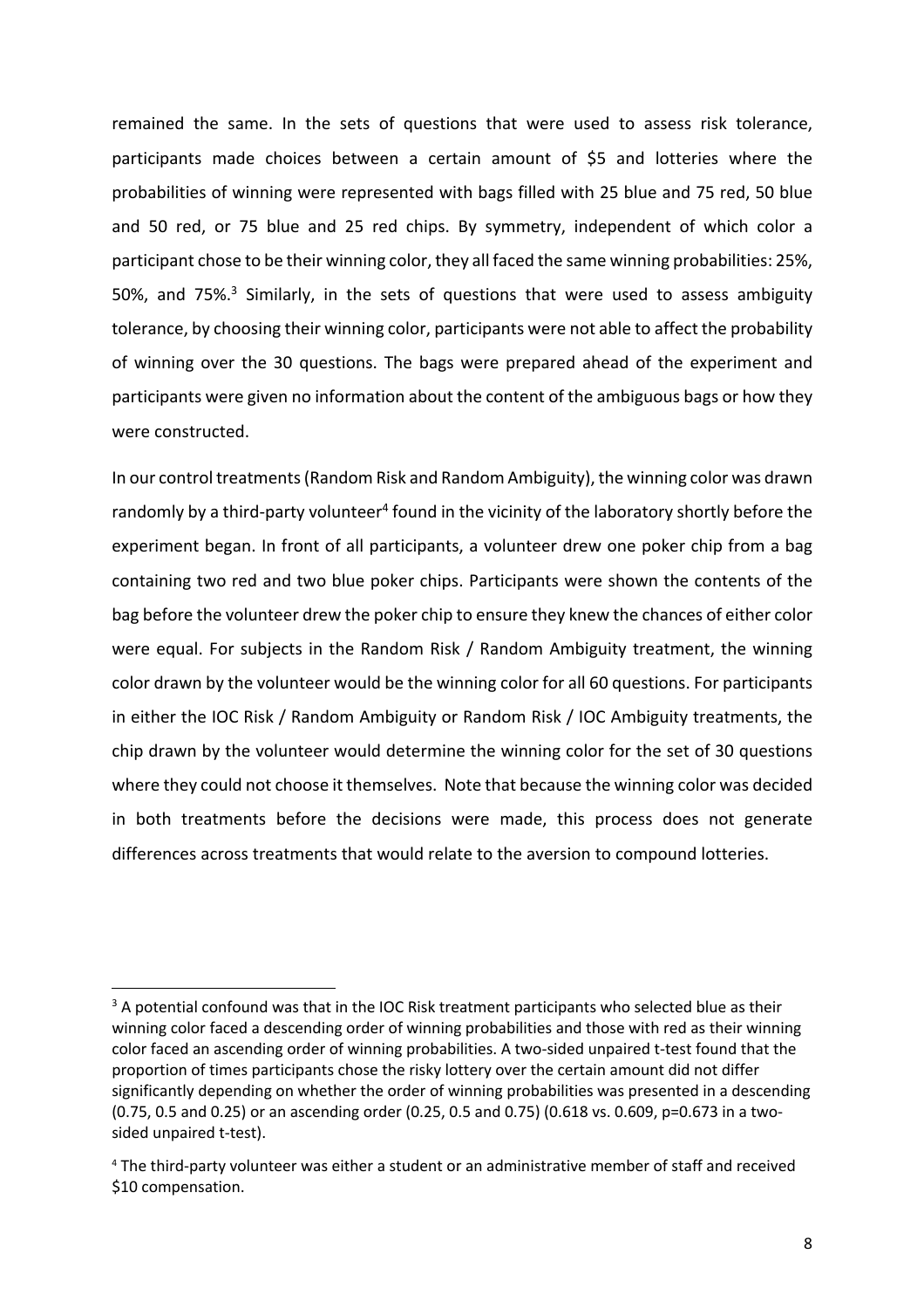remained the same. In the sets of questions that were used to assess risk tolerance, participants made choices between a certain amount of $5 and lotteries where the probabilities of winning were represented with bags filled with 25 blue and 75 red, 50 blue and 50 red, or 75 blue and 25 red chips. By symmetry, independent of which color a participant chose to be their winning color, they all faced the same winning probabilities: 25%, 50%, and 75%.[3] Similarly, in the sets of questions that were used to assess ambiguity tolerance, by choosing their winning color, participants were not able to affect the probability of winning over the 30 questions. The bags were prepared ahead of the experiment and participants were given no information about the content of the ambiguous bags or how they were constructed.

In our control treatments (Random Risk and Random Ambiguity), the winning color was drawn randomly by a third-party volunteer[4] found in the vicinity of the laboratory shortly before the experiment began. In front of all participants, a volunteer drew one poker chip from a bag containing two red and two blue poker chips. Participants were shown the contents of the bag before the volunteer drew the poker chip to ensure they knew the chances of either color were equal. For subjects in the Random Risk / Random Ambiguity treatment, the winning color drawn by the volunteer would be the winning color for all 60 questions. For participants in either the IOC Risk / Random Ambiguity or Random Risk / IOC Ambiguity treatments, the chip drawn by the volunteer would determine the winning color for the set of 30 questions where they could not choose it themselves. Note that because the winning color was decided in both treatments before the decisions were made, this process does not generate differences across treatments that would relate to the aversion to compound lotteries.

---

[3] A potential confound was that in the IOC Risk treatment participants who selected blue as their winning color faced a descending order of winning probabilities and those with red as their winning color faced an ascending order of winning probabilities. A two-sided unpaired t-test found that the proportion of times participants chose the risky lottery over the certain amount did not differ significantly depending on whether the order of winning probabilities was presented in a descending (0.75, 0.5 and 0.25) or an ascending order (0.25, 0.5 and 0.75) (0.618 vs. 0.609, $p=0.673$ in a two-sided unpaired t-test).

[4] The third-party volunteer was either a student or an administrative member of staff and received $10 compensation.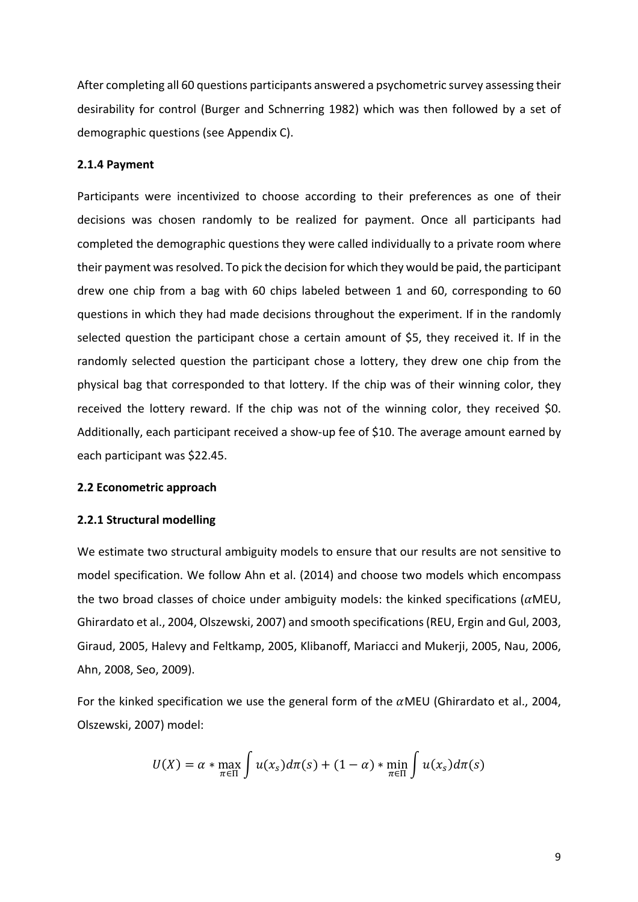After completing all 60 questions participants answered a psychometric survey assessing their desirability for control (Burger and Schnerring 1982) which was then followed by a set of demographic questions (see Appendix C).

#### 2.1.4 Payment

Participants were incentivized to choose according to their preferences as one of their decisions was chosen randomly to be realized for payment. Once all participants had completed the demographic questions they were called individually to a private room where their payment was resolved. To pick the decision for which they would be paid, the participant drew one chip from a bag with 60 chips labeled between 1 and 60, corresponding to 60 questions in which they had made decisions throughout the experiment. If in the randomly selected question the participant chose a certain amount of $5, they received it. If in the randomly selected question the participant chose a lottery, they drew one chip from the physical bag that corresponded to that lottery. If the chip was of their winning color, they received the lottery reward. If the chip was not of the winning color, they received $0. Additionally, each participant received a show-up fee of $10. The average amount earned by each participant was $22.45.

### 2.2 Econometric approach

#### 2.2.1 Structural modelling

We estimate two structural ambiguity models to ensure that our results are not sensitive to model specification. We follow Ahn et al. (2014) and choose two models which encompass the two broad classes of choice under ambiguity models: the kinked specifications ($\alpha$MEU, Ghirardato et al., 2004, Olszewski, 2007) and smooth specifications (REU, Ergin and Gul, 2003, Giraud, 2005, Halevy and Feltkamp, 2005, Klibanoff, Mariacci and Mukerji, 2005, Nau, 2006, Ahn, 2008, Seo, 2009).

For the kinked specification we use the general form of the $\alpha$MEU (Ghirardato et al., 2004, Olszewski, 2007) model:

$$U(X) = \alpha * \max_{\pi \in \Pi} \int u(x_s) d\pi(s) + (1 - \alpha) * \min_{\pi \in \Pi} \int u(x_s) d\pi(s)$$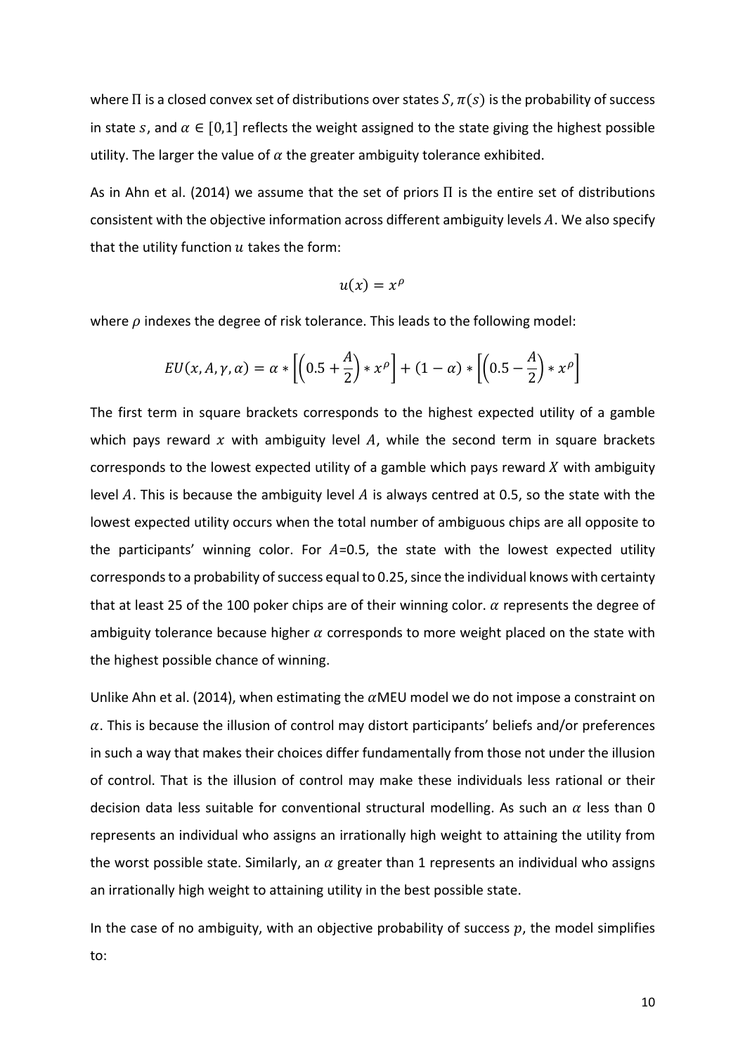where $\Pi$ is a closed convex set of distributions over states $S$, $\pi(s)$ is the probability of success in state $s$, and $\alpha \in [0,1]$ reflects the weight assigned to the state giving the highest possible utility. The larger the value of $\alpha$ the greater ambiguity tolerance exhibited.

As in Ahn et al. (2014) we assume that the set of priors $\Pi$ is the entire set of distributions consistent with the objective information across different ambiguity levels $A$. We also specify that the utility function $u$ takes the form:

$$u(x) = x^{\rho}$$

where $\rho$ indexes the degree of risk tolerance. This leads to the following model:

$$EU(x, A, \gamma, \alpha) = \alpha * \left[ \left(0.5 + \frac{A}{2}\right) * x^{\rho} \right] + (1 - \alpha) * \left[ \left(0.5 - \frac{A}{2}\right) * x^{\rho} \right]$$

The first term in square brackets corresponds to the highest expected utility of a gamble which pays reward $x$ with ambiguity level $A$, while the second term in square brackets corresponds to the lowest expected utility of a gamble which pays reward $X$ with ambiguity level $A$. This is because the ambiguity level $A$ is always centred at 0.5, so the state with the lowest expected utility occurs when the total number of ambiguous chips are all opposite to the participants' winning color. For $A$=0.5, the state with the lowest expected utility corresponds to a probability of success equal to 0.25, since the individual knows with certainty that at least 25 of the 100 poker chips are of their winning color. $\alpha$ represents the degree of ambiguity tolerance because higher $\alpha$ corresponds to more weight placed on the state with the highest possible chance of winning.

Unlike Ahn et al. (2014), when estimating the $\alpha$MEU model we do not impose a constraint on $\alpha$. This is because the illusion of control may distort participants' beliefs and/or preferences in such a way that makes their choices differ fundamentally from those not under the illusion of control. That is the illusion of control may make these individuals less rational or their decision data less suitable for conventional structural modelling. As such an $\alpha$ less than 0 represents an individual who assigns an irrationally high weight to attaining the utility from the worst possible state. Similarly, an $\alpha$ greater than 1 represents an individual who assigns an irrationally high weight to attaining utility in the best possible state.

In the case of no ambiguity, with an objective probability of success $p$, the model simplifies to: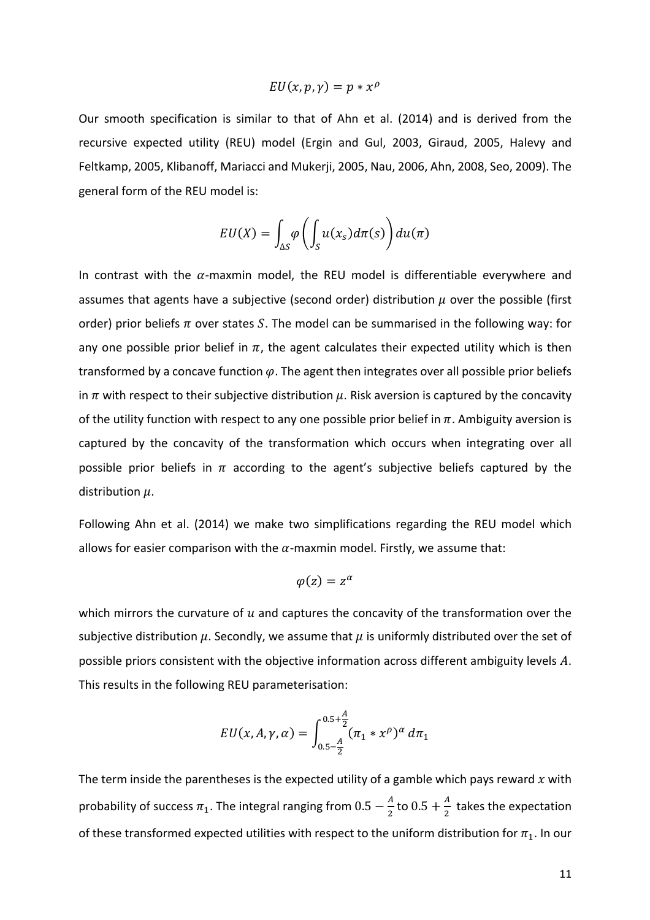$$EU(x, p, \gamma) = p * x^{\rho}$$

Our smooth specification is similar to that of Ahn et al. (2014) and is derived from the recursive expected utility (REU) model (Ergin and Gul, 2003, Giraud, 2005, Halevy and Feltkamp, 2005, Klibanoff, Mariacci and Mukerji, 2005, Nau, 2006, Ahn, 2008, Seo, 2009). The general form of the REU model is:

$$EU(X) = \int_{\Delta S} \varphi\left(\int_{S} u(x_s) d\pi(s)\right) du(\pi)$$

In contrast with the $\alpha$-maxmin model, the REU model is differentiable everywhere and assumes that agents have a subjective (second order) distribution $\mu$ over the possible (first order) prior beliefs $\pi$ over states $S$. The model can be summarised in the following way: for any one possible prior belief in $\pi$, the agent calculates their expected utility which is then transformed by a concave function $\varphi$. The agent then integrates over all possible prior beliefs in $\pi$ with respect to their subjective distribution $\mu$. Risk aversion is captured by the concavity of the utility function with respect to any one possible prior belief in $\pi$. Ambiguity aversion is captured by the concavity of the transformation which occurs when integrating over all possible prior beliefs in $\pi$ according to the agent's subjective beliefs captured by the distribution $\mu$.

Following Ahn et al. (2014) we make two simplifications regarding the REU model which allows for easier comparison with the $\alpha$-maxmin model. Firstly, we assume that:

$$\varphi(z) = z^{\alpha}$$

which mirrors the curvature of $u$ and captures the concavity of the transformation over the subjective distribution $\mu$. Secondly, we assume that $\mu$ is uniformly distributed over the set of possible priors consistent with the objective information across different ambiguity levels $A$. This results in the following REU parameterisation:

$$EU(x, A, \gamma, \alpha) = \int_{0.5-\frac{A}{2}}^{0.5+\frac{A}{2}} (\pi_1 * x^{\rho})^{\alpha} \, d\pi_1$$

The term inside the parentheses is the expected utility of a gamble which pays reward $x$ with probability of success $\pi_1$. The integral ranging from $0.5 - \frac{A}{2}$ to $0.5 + \frac{A}{2}$ takes the expectation of these transformed expected utilities with respect to the uniform distribution for $\pi_1$. In our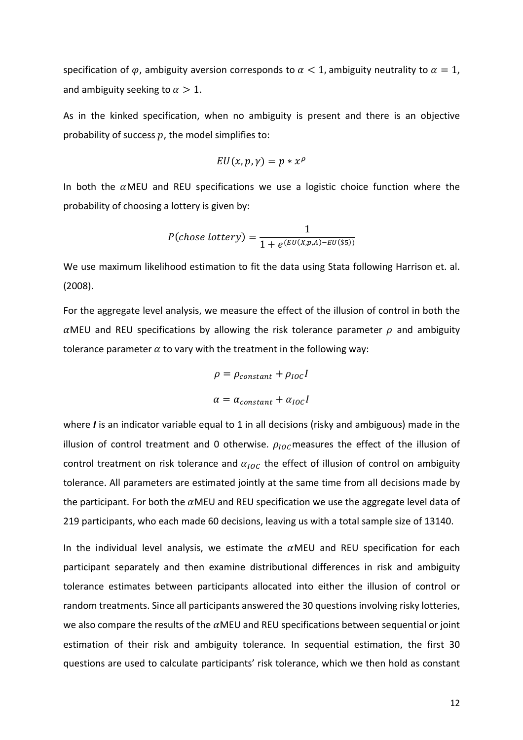specification of $\varphi$, ambiguity aversion corresponds to $\alpha < 1$, ambiguity neutrality to $\alpha = 1$, and ambiguity seeking to $\alpha > 1$.

As in the kinked specification, when no ambiguity is present and there is an objective probability of success $p$, the model simplifies to:

$$EU(x, p, \gamma) = p * x^{\rho}$$

In both the $\alpha$MEU and REU specifications we use a logistic choice function where the probability of choosing a lottery is given by:

$$P(chose\ lottery) = \frac{1}{1 + e^{(EU(X,p,A) - EU(\$5))}}$$

We use maximum likelihood estimation to fit the data using Stata following Harrison et. al. (2008).

For the aggregate level analysis, we measure the effect of the illusion of control in both the $\alpha$MEU and REU specifications by allowing the risk tolerance parameter $\rho$ and ambiguity tolerance parameter $\alpha$ to vary with the treatment in the following way:

$$\rho = \rho_{constant} + \rho_{IOC} I$$

$$\alpha = \alpha_{constant} + \alpha_{IOC} I$$

where ***I*** is an indicator variable equal to 1 in all decisions (risky and ambiguous) made in the illusion of control treatment and 0 otherwise. $\rho_{IOC}$ measures the effect of the illusion of control treatment on risk tolerance and $\alpha_{IOC}$ the effect of illusion of control on ambiguity tolerance. All parameters are estimated jointly at the same time from all decisions made by the participant. For both the $\alpha$MEU and REU specification we use the aggregate level data of 219 participants, who each made 60 decisions, leaving us with a total sample size of 13140.

In the individual level analysis, we estimate the $\alpha$MEU and REU specification for each participant separately and then examine distributional differences in risk and ambiguity tolerance estimates between participants allocated into either the illusion of control or random treatments. Since all participants answered the 30 questions involving risky lotteries, we also compare the results of the $\alpha$MEU and REU specifications between sequential or joint estimation of their risk and ambiguity tolerance. In sequential estimation, the first 30 questions are used to calculate participants' risk tolerance, which we then hold as constant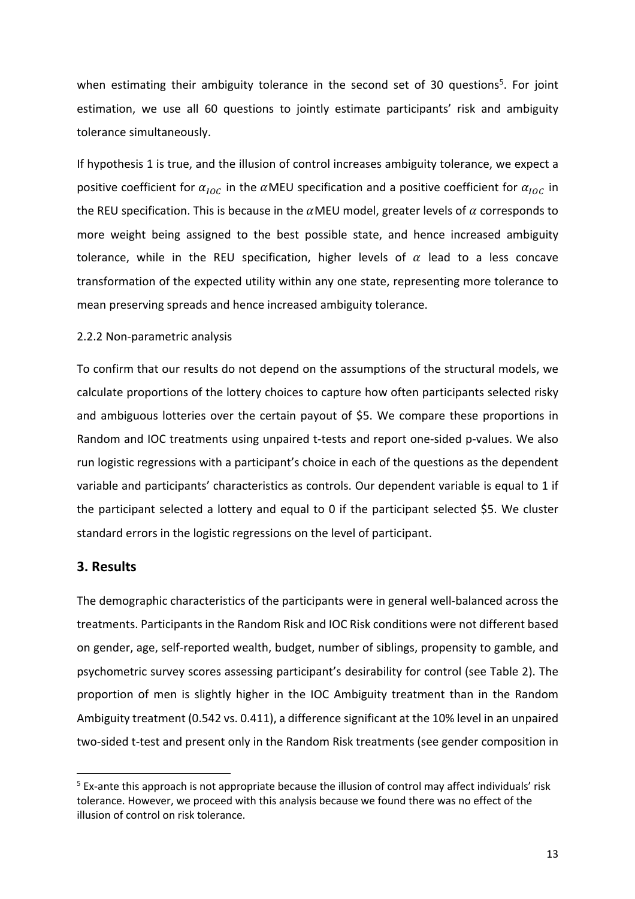when estimating their ambiguity tolerance in the second set of 30 questions[5]. For joint estimation, we use all 60 questions to jointly estimate participants' risk and ambiguity tolerance simultaneously.

If hypothesis 1 is true, and the illusion of control increases ambiguity tolerance, we expect a positive coefficient for $\alpha_{IOC}$ in the $\alpha$MEU specification and a positive coefficient for $\alpha_{IOC}$ in the REU specification. This is because in the $\alpha$MEU model, greater levels of $\alpha$ corresponds to more weight being assigned to the best possible state, and hence increased ambiguity tolerance, while in the REU specification, higher levels of $\alpha$ lead to a less concave transformation of the expected utility within any one state, representing more tolerance to mean preserving spreads and hence increased ambiguity tolerance.

2.2.2 Non-parametric analysis

To confirm that our results do not depend on the assumptions of the structural models, we calculate proportions of the lottery choices to capture how often participants selected risky and ambiguous lotteries over the certain payout of \$5. We compare these proportions in Random and IOC treatments using unpaired t-tests and report one-sided p-values. We also run logistic regressions with a participant's choice in each of the questions as the dependent variable and participants' characteristics as controls. Our dependent variable is equal to 1 if the participant selected a lottery and equal to 0 if the participant selected \$5. We cluster standard errors in the logistic regressions on the level of participant.

## 3. Results

The demographic characteristics of the participants were in general well-balanced across the treatments. Participants in the Random Risk and IOC Risk conditions were not different based on gender, age, self-reported wealth, budget, number of siblings, propensity to gamble, and psychometric survey scores assessing participant's desirability for control (see Table 2). The proportion of men is slightly higher in the IOC Ambiguity treatment than in the Random Ambiguity treatment (0.542 vs. 0.411), a difference significant at the 10% level in an unpaired two-sided t-test and present only in the Random Risk treatments (see gender composition in

[5] Ex-ante this approach is not appropriate because the illusion of control may affect individuals' risk tolerance. However, we proceed with this analysis because we found there was no effect of the illusion of control on risk tolerance.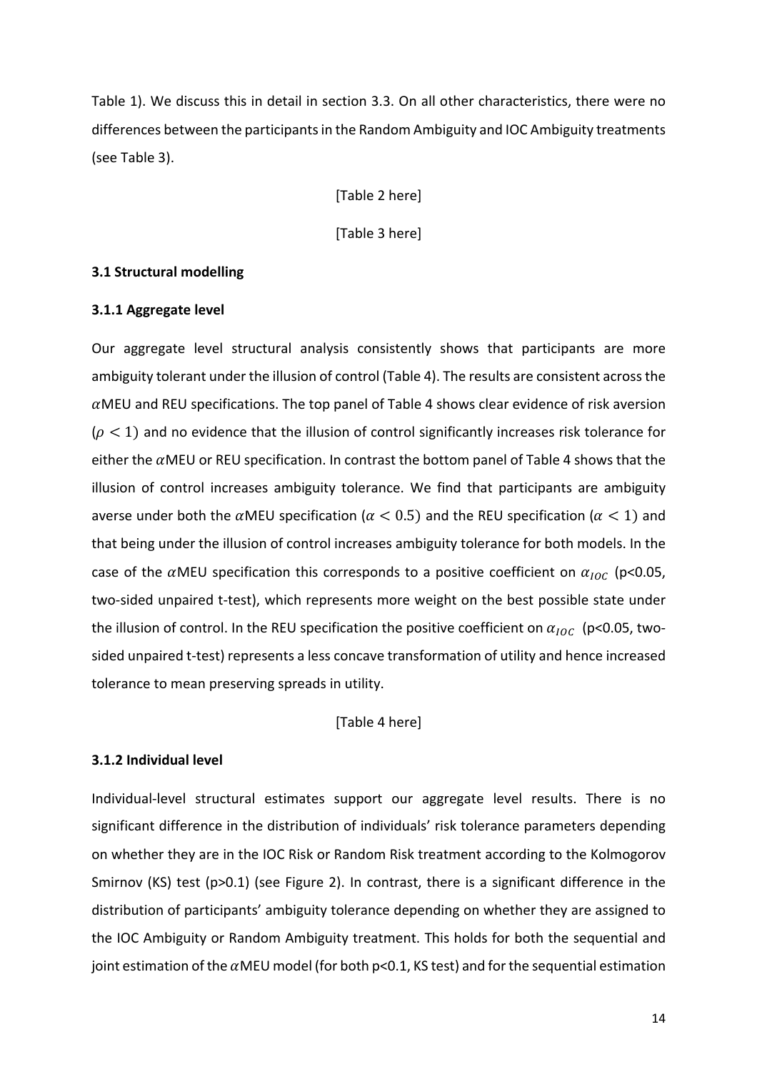Table 1). We discuss this in detail in section 3.3. On all other characteristics, there were no differences between the participants in the Random Ambiguity and IOC Ambiguity treatments (see Table 3).

[Table 2 here]

[Table 3 here]

### 3.1 Structural modelling

#### 3.1.1 Aggregate level

Our aggregate level structural analysis consistently shows that participants are more ambiguity tolerant under the illusion of control (Table 4). The results are consistent across the $\alpha$MEU and REU specifications. The top panel of Table 4 shows clear evidence of risk aversion ($\rho < 1$) and no evidence that the illusion of control significantly increases risk tolerance for either the $\alpha$MEU or REU specification. In contrast the bottom panel of Table 4 shows that the illusion of control increases ambiguity tolerance. We find that participants are ambiguity averse under both the $\alpha$MEU specification ($\alpha < 0.5$) and the REU specification ($\alpha < 1$) and that being under the illusion of control increases ambiguity tolerance for both models. In the case of the $\alpha$MEU specification this corresponds to a positive coefficient on $\alpha_{IOC}$ (p<0.05, two-sided unpaired t-test), which represents more weight on the best possible state under the illusion of control. In the REU specification the positive coefficient on $\alpha_{IOC}$ (p<0.05, two-sided unpaired t-test) represents a less concave transformation of utility and hence increased tolerance to mean preserving spreads in utility.

[Table 4 here]

#### 3.1.2 Individual level

Individual-level structural estimates support our aggregate level results. There is no significant difference in the distribution of individuals' risk tolerance parameters depending on whether they are in the IOC Risk or Random Risk treatment according to the Kolmogorov Smirnov (KS) test (p>0.1) (see Figure 2). In contrast, there is a significant difference in the distribution of participants' ambiguity tolerance depending on whether they are assigned to the IOC Ambiguity or Random Ambiguity treatment. This holds for both the sequential and joint estimation of the $\alpha$MEU model (for both p<0.1, KS test) and for the sequential estimation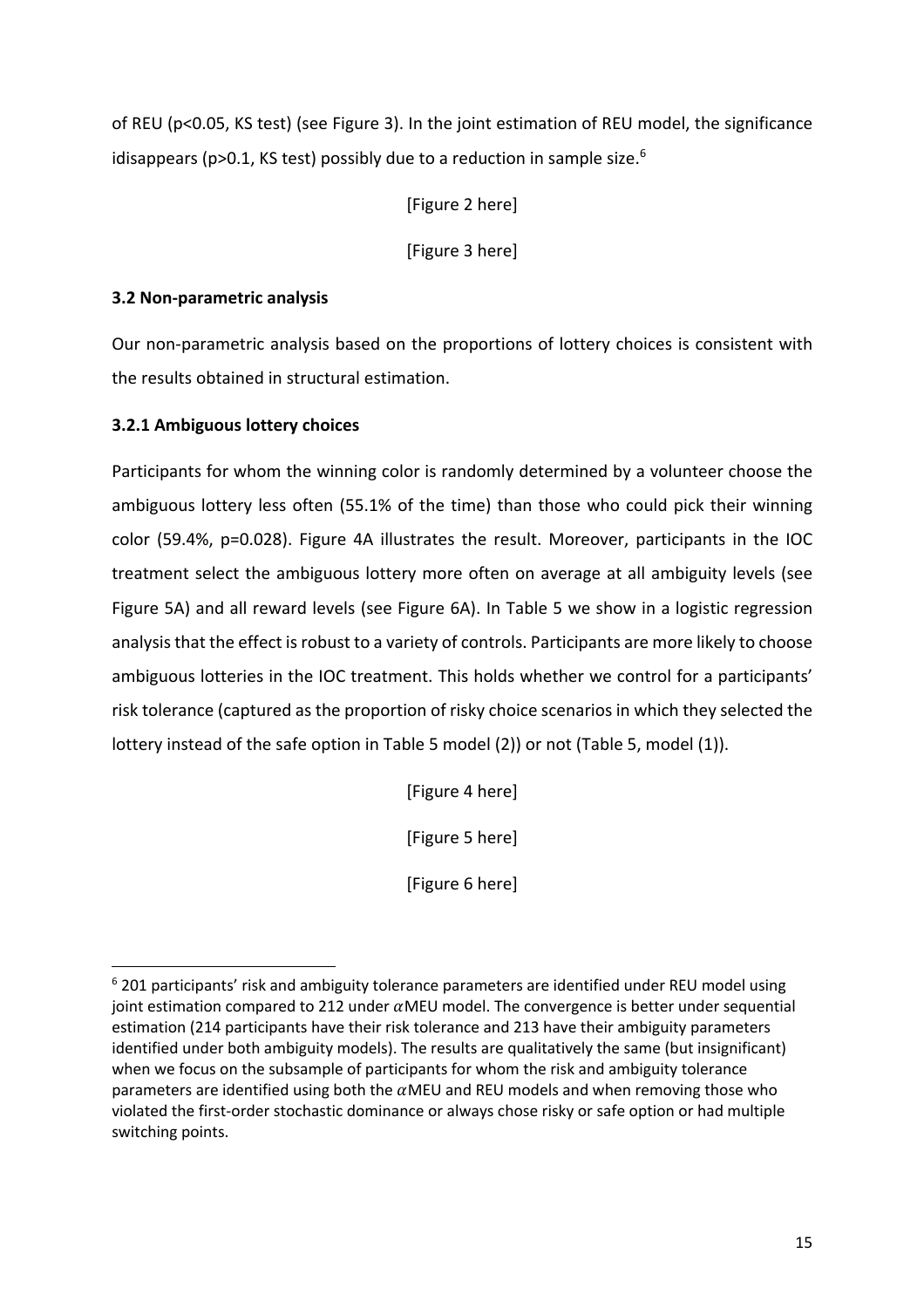of REU (p<0.05, KS test) (see Figure 3). In the joint estimation of REU model, the significance idisappears (p>0.1, KS test) possibly due to a reduction in sample size.[6]

[Figure 2 here]

[Figure 3 here]

### 3.2 Non-parametric analysis

Our non-parametric analysis based on the proportions of lottery choices is consistent with the results obtained in structural estimation.

#### 3.2.1 Ambiguous lottery choices

Participants for whom the winning color is randomly determined by a volunteer choose the ambiguous lottery less often (55.1% of the time) than those who could pick their winning color (59.4%, p=0.028). Figure 4A illustrates the result. Moreover, participants in the IOC treatment select the ambiguous lottery more often on average at all ambiguity levels (see Figure 5A) and all reward levels (see Figure 6A). In Table 5 we show in a logistic regression analysis that the effect is robust to a variety of controls. Participants are more likely to choose ambiguous lotteries in the IOC treatment. This holds whether we control for a participants' risk tolerance (captured as the proportion of risky choice scenarios in which they selected the lottery instead of the safe option in Table 5 model (2)) or not (Table 5, model (1)).

[Figure 4 here]

[Figure 5 here]

[Figure 6 here]

---

[6] 201 participants' risk and ambiguity tolerance parameters are identified under REU model using joint estimation compared to 212 under $\alpha$MEU model. The convergence is better under sequential estimation (214 participants have their risk tolerance and 213 have their ambiguity parameters identified under both ambiguity models). The results are qualitatively the same (but insignificant) when we focus on the subsample of participants for whom the risk and ambiguity tolerance parameters are identified using both the $\alpha$MEU and REU models and when removing those who violated the first-order stochastic dominance or always chose risky or safe option or had multiple switching points.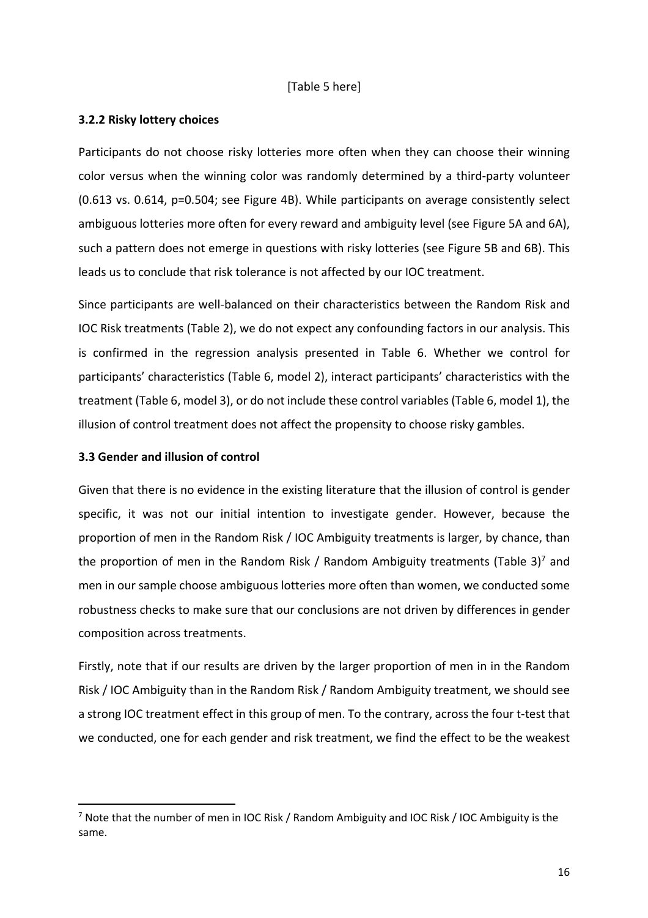[Table 5 here]

### 3.2.2 Risky lottery choices

Participants do not choose risky lotteries more often when they can choose their winning color versus when the winning color was randomly determined by a third-party volunteer (0.613 vs. 0.614, p=0.504; see Figure 4B). While participants on average consistently select ambiguous lotteries more often for every reward and ambiguity level (see Figure 5A and 6A), such a pattern does not emerge in questions with risky lotteries (see Figure 5B and 6B). This leads us to conclude that risk tolerance is not affected by our IOC treatment.

Since participants are well-balanced on their characteristics between the Random Risk and IOC Risk treatments (Table 2), we do not expect any confounding factors in our analysis. This is confirmed in the regression analysis presented in Table 6. Whether we control for participants' characteristics (Table 6, model 2), interact participants' characteristics with the treatment (Table 6, model 3), or do not include these control variables (Table 6, model 1), the illusion of control treatment does not affect the propensity to choose risky gambles.

## 3.3 Gender and illusion of control

Given that there is no evidence in the existing literature that the illusion of control is gender specific, it was not our initial intention to investigate gender. However, because the proportion of men in the Random Risk / IOC Ambiguity treatments is larger, by chance, than the proportion of men in the Random Risk / Random Ambiguity treatments (Table 3)[7] and men in our sample choose ambiguous lotteries more often than women, we conducted some robustness checks to make sure that our conclusions are not driven by differences in gender composition across treatments.

Firstly, note that if our results are driven by the larger proportion of men in in the Random Risk / IOC Ambiguity than in the Random Risk / Random Ambiguity treatment, we should see a strong IOC treatment effect in this group of men. To the contrary, across the four t-test that we conducted, one for each gender and risk treatment, we find the effect to be the weakest

[7] Note that the number of men in IOC Risk / Random Ambiguity and IOC Risk / IOC Ambiguity is the same.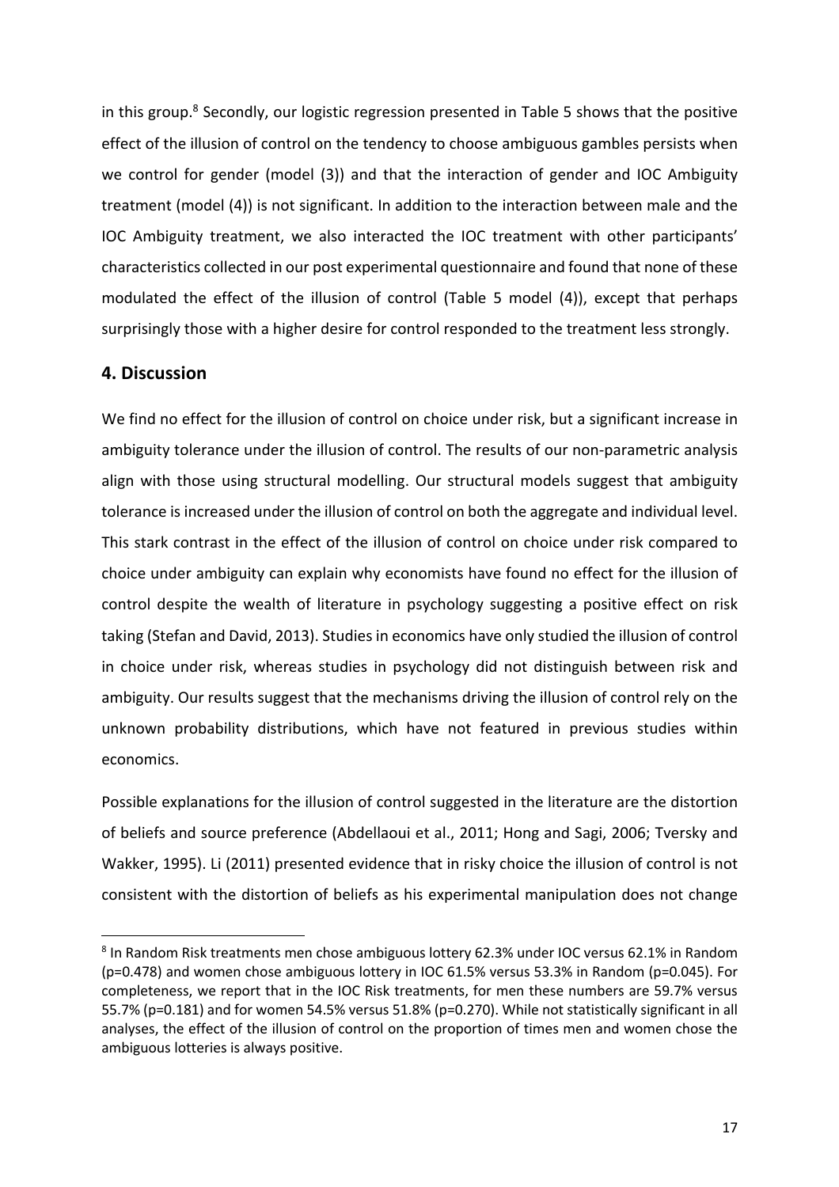in this group.[8] Secondly, our logistic regression presented in Table 5 shows that the positive effect of the illusion of control on the tendency to choose ambiguous gambles persists when we control for gender (model (3)) and that the interaction of gender and IOC Ambiguity treatment (model (4)) is not significant. In addition to the interaction between male and the IOC Ambiguity treatment, we also interacted the IOC treatment with other participants' characteristics collected in our post experimental questionnaire and found that none of these modulated the effect of the illusion of control (Table 5 model (4)), except that perhaps surprisingly those with a higher desire for control responded to the treatment less strongly.

## 4. Discussion

We find no effect for the illusion of control on choice under risk, but a significant increase in ambiguity tolerance under the illusion of control. The results of our non-parametric analysis align with those using structural modelling. Our structural models suggest that ambiguity tolerance is increased under the illusion of control on both the aggregate and individual level. This stark contrast in the effect of the illusion of control on choice under risk compared to choice under ambiguity can explain why economists have found no effect for the illusion of control despite the wealth of literature in psychology suggesting a positive effect on risk taking (Stefan and David, 2013). Studies in economics have only studied the illusion of control in choice under risk, whereas studies in psychology did not distinguish between risk and ambiguity. Our results suggest that the mechanisms driving the illusion of control rely on the unknown probability distributions, which have not featured in previous studies within economics.

Possible explanations for the illusion of control suggested in the literature are the distortion of beliefs and source preference (Abdellaoui et al., 2011; Hong and Sagi, 2006; Tversky and Wakker, 1995). Li (2011) presented evidence that in risky choice the illusion of control is not consistent with the distortion of beliefs as his experimental manipulation does not change

---

[8] In Random Risk treatments men chose ambiguous lottery 62.3% under IOC versus 62.1% in Random ($p=0.478$) and women chose ambiguous lottery in IOC 61.5% versus 53.3% in Random ($p=0.045$). For completeness, we report that in the IOC Risk treatments, for men these numbers are 59.7% versus 55.7% ($p=0.181$) and for women 54.5% versus 51.8% ($p=0.270$). While not statistically significant in all analyses, the effect of the illusion of control on the proportion of times men and women chose the ambiguous lotteries is always positive.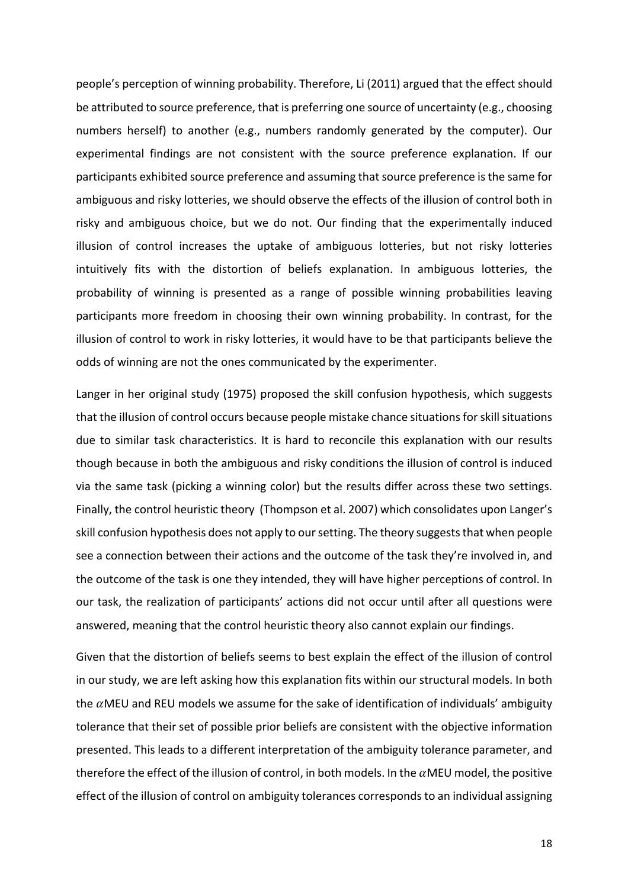people's perception of winning probability. Therefore, Li (2011) argued that the effect should be attributed to source preference, that is preferring one source of uncertainty (e.g., choosing numbers herself) to another (e.g., numbers randomly generated by the computer). Our experimental findings are not consistent with the source preference explanation. If our participants exhibited source preference and assuming that source preference is the same for ambiguous and risky lotteries, we should observe the effects of the illusion of control both in risky and ambiguous choice, but we do not. Our finding that the experimentally induced illusion of control increases the uptake of ambiguous lotteries, but not risky lotteries intuitively fits with the distortion of beliefs explanation. In ambiguous lotteries, the probability of winning is presented as a range of possible winning probabilities leaving participants more freedom in choosing their own winning probability. In contrast, for the illusion of control to work in risky lotteries, it would have to be that participants believe the odds of winning are not the ones communicated by the experimenter.

Langer in her original study (1975) proposed the skill confusion hypothesis, which suggests that the illusion of control occurs because people mistake chance situations for skill situations due to similar task characteristics. It is hard to reconcile this explanation with our results though because in both the ambiguous and risky conditions the illusion of control is induced via the same task (picking a winning color) but the results differ across these two settings. Finally, the control heuristic theory (Thompson et al. 2007) which consolidates upon Langer's skill confusion hypothesis does not apply to our setting. The theory suggests that when people see a connection between their actions and the outcome of the task they're involved in, and the outcome of the task is one they intended, they will have higher perceptions of control. In our task, the realization of participants' actions did not occur until after all questions were answered, meaning that the control heuristic theory also cannot explain our findings.

Given that the distortion of beliefs seems to best explain the effect of the illusion of control in our study, we are left asking how this explanation fits within our structural models. In both the $\alpha$MEU and REU models we assume for the sake of identification of individuals' ambiguity tolerance that their set of possible prior beliefs are consistent with the objective information presented. This leads to a different interpretation of the ambiguity tolerance parameter, and therefore the effect of the illusion of control, in both models. In the $\alpha$MEU model, the positive effect of the illusion of control on ambiguity tolerances corresponds to an individual assigning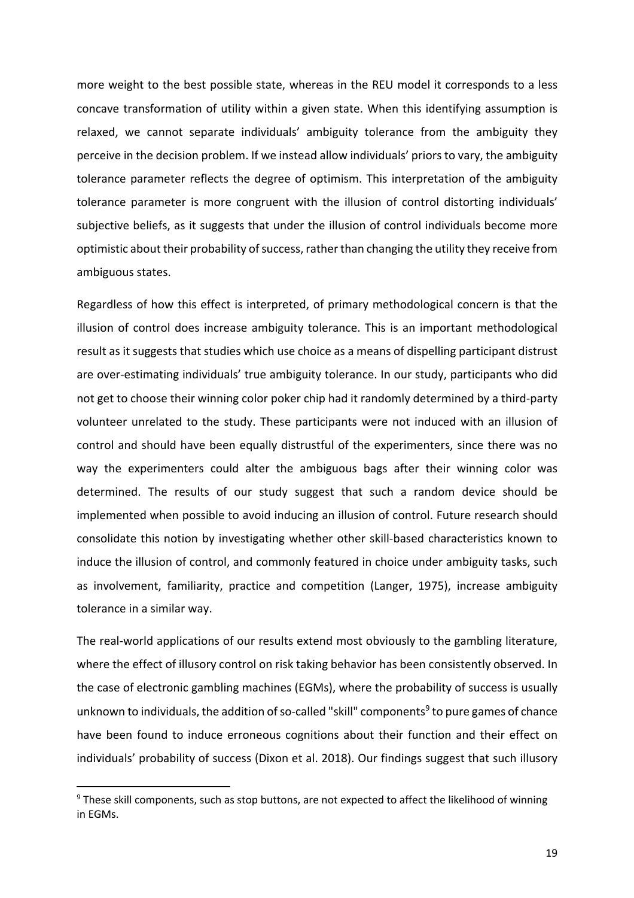more weight to the best possible state, whereas in the REU model it corresponds to a less concave transformation of utility within a given state. When this identifying assumption is relaxed, we cannot separate individuals' ambiguity tolerance from the ambiguity they perceive in the decision problem. If we instead allow individuals' priors to vary, the ambiguity tolerance parameter reflects the degree of optimism. This interpretation of the ambiguity tolerance parameter is more congruent with the illusion of control distorting individuals' subjective beliefs, as it suggests that under the illusion of control individuals become more optimistic about their probability of success, rather than changing the utility they receive from ambiguous states.

Regardless of how this effect is interpreted, of primary methodological concern is that the illusion of control does increase ambiguity tolerance. This is an important methodological result as it suggests that studies which use choice as a means of dispelling participant distrust are over-estimating individuals' true ambiguity tolerance. In our study, participants who did not get to choose their winning color poker chip had it randomly determined by a third-party volunteer unrelated to the study. These participants were not induced with an illusion of control and should have been equally distrustful of the experimenters, since there was no way the experimenters could alter the ambiguous bags after their winning color was determined. The results of our study suggest that such a random device should be implemented when possible to avoid inducing an illusion of control. Future research should consolidate this notion by investigating whether other skill-based characteristics known to induce the illusion of control, and commonly featured in choice under ambiguity tasks, such as involvement, familiarity, practice and competition (Langer, 1975), increase ambiguity tolerance in a similar way.

The real-world applications of our results extend most obviously to the gambling literature, where the effect of illusory control on risk taking behavior has been consistently observed. In the case of electronic gambling machines (EGMs), where the probability of success is usually unknown to individuals, the addition of so-called "skill" components[9] to pure games of chance have been found to induce erroneous cognitions about their function and their effect on individuals' probability of success (Dixon et al. 2018). Our findings suggest that such illusory

[9] These skill components, such as stop buttons, are not expected to affect the likelihood of winning in EGMs.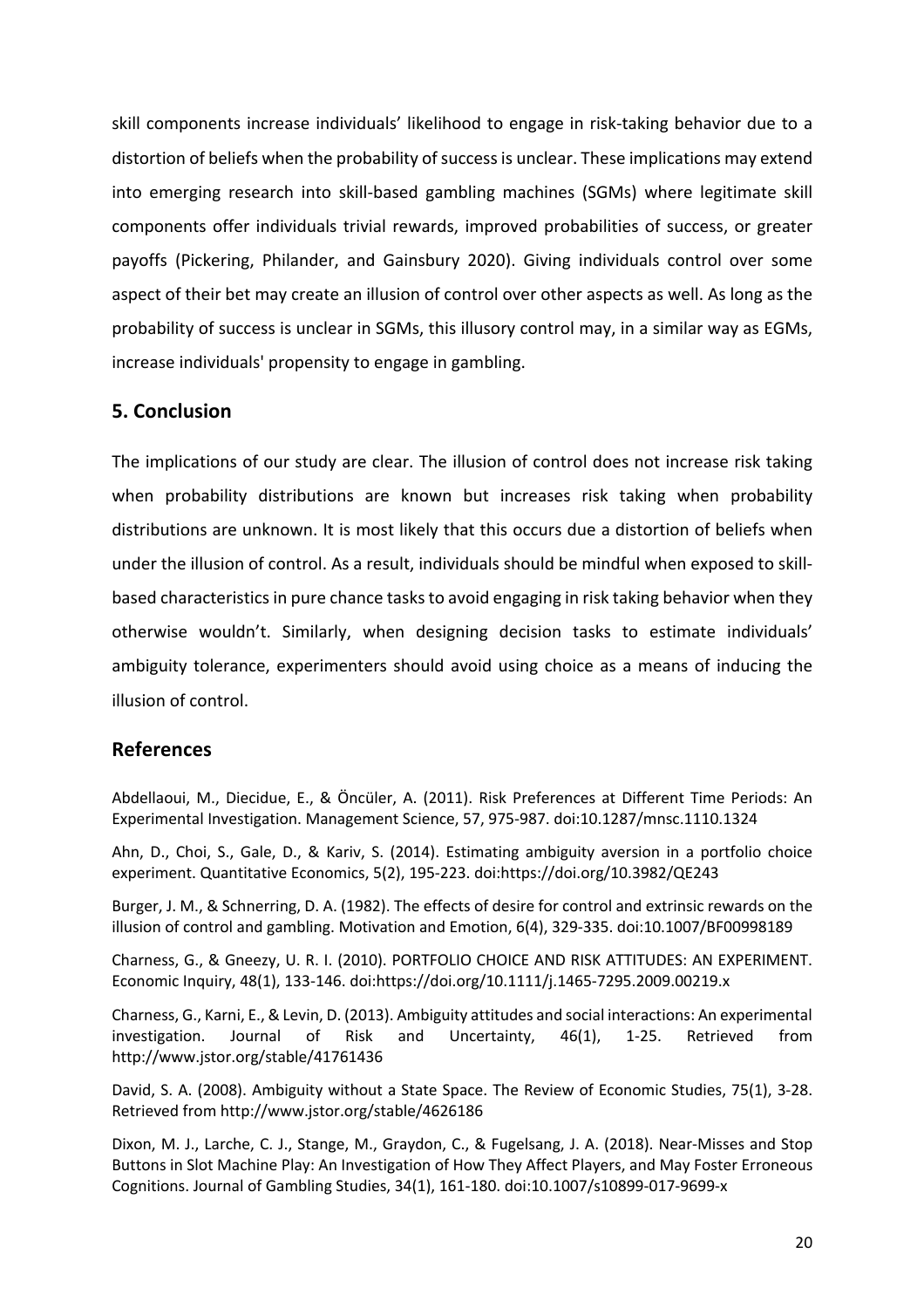skill components increase individuals' likelihood to engage in risk-taking behavior due to a distortion of beliefs when the probability of success is unclear. These implications may extend into emerging research into skill-based gambling machines (SGMs) where legitimate skill components offer individuals trivial rewards, improved probabilities of success, or greater payoffs (Pickering, Philander, and Gainsbury 2020). Giving individuals control over some aspect of their bet may create an illusion of control over other aspects as well. As long as the probability of success is unclear in SGMs, this illusory control may, in a similar way as EGMs, increase individuals' propensity to engage in gambling.

## 5. Conclusion

The implications of our study are clear. The illusion of control does not increase risk taking when probability distributions are known but increases risk taking when probability distributions are unknown. It is most likely that this occurs due a distortion of beliefs when under the illusion of control. As a result, individuals should be mindful when exposed to skill-based characteristics in pure chance tasks to avoid engaging in risk taking behavior when they otherwise wouldn't. Similarly, when designing decision tasks to estimate individuals' ambiguity tolerance, experimenters should avoid using choice as a means of inducing the illusion of control.

## References

Abdellaoui, M., Diecidue, E., & Öncüler, A. (2011). Risk Preferences at Different Time Periods: An Experimental Investigation. Management Science, 57, 975-987. doi:10.1287/mnsc.1110.1324

Ahn, D., Choi, S., Gale, D., & Kariv, S. (2014). Estimating ambiguity aversion in a portfolio choice experiment. Quantitative Economics, 5(2), 195-223. doi:https://doi.org/10.3982/QE243

Burger, J. M., & Schnerring, D. A. (1982). The effects of desire for control and extrinsic rewards on the illusion of control and gambling. Motivation and Emotion, 6(4), 329-335. doi:10.1007/BF00998189

Charness, G., & Gneezy, U. R. I. (2010). PORTFOLIO CHOICE AND RISK ATTITUDES: AN EXPERIMENT. Economic Inquiry, 48(1), 133-146. doi:https://doi.org/10.1111/j.1465-7295.2009.00219.x

Charness, G., Karni, E., & Levin, D. (2013). Ambiguity attitudes and social interactions: An experimental investigation. Journal of Risk and Uncertainty, 46(1), 1-25. Retrieved from http://www.jstor.org/stable/41761436

David, S. A. (2008). Ambiguity without a State Space. The Review of Economic Studies, 75(1), 3-28. Retrieved from http://www.jstor.org/stable/4626186

Dixon, M. J., Larche, C. J., Stange, M., Graydon, C., & Fugelsang, J. A. (2018). Near-Misses and Stop Buttons in Slot Machine Play: An Investigation of How They Affect Players, and May Foster Erroneous Cognitions. Journal of Gambling Studies, 34(1), 161-180. doi:10.1007/s10899-017-9699-x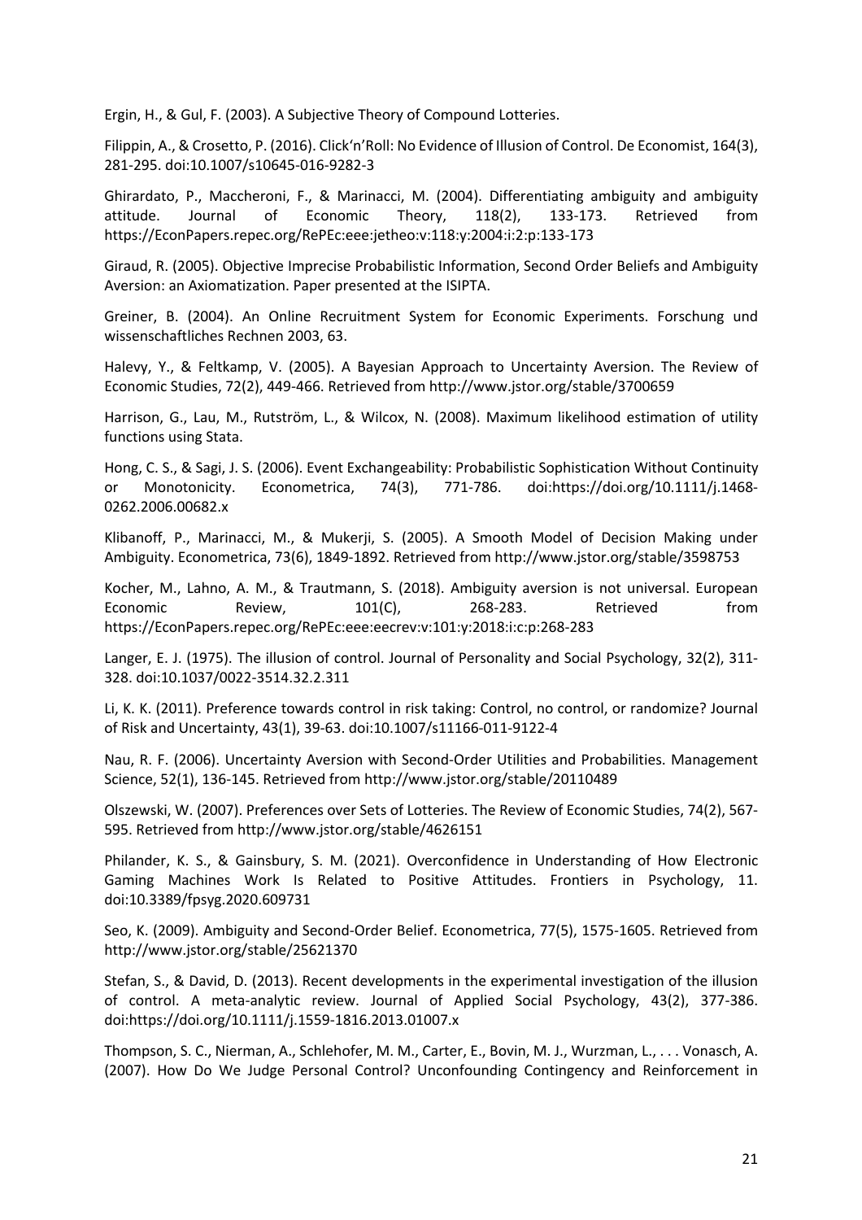Ergin, H., & Gul, F. (2003). A Subjective Theory of Compound Lotteries.

Filippin, A., & Crosetto, P. (2016). Click'n'Roll: No Evidence of Illusion of Control. De Economist, 164(3), 281-295. doi:10.1007/s10645-016-9282-3

Ghirardato, P., Maccheroni, F., & Marinacci, M. (2004). Differentiating ambiguity and ambiguity attitude. Journal of Economic Theory, 118(2), 133-173. Retrieved from https://EconPapers.repec.org/RePEc:eee:jetheo:v:118:y:2004:i:2:p:133-173

Giraud, R. (2005). Objective Imprecise Probabilistic Information, Second Order Beliefs and Ambiguity Aversion: an Axiomatization. Paper presented at the ISIPTA.

Greiner, B. (2004). An Online Recruitment System for Economic Experiments. Forschung und wissenschaftliches Rechnen 2003, 63.

Halevy, Y., & Feltkamp, V. (2005). A Bayesian Approach to Uncertainty Aversion. The Review of Economic Studies, 72(2), 449-466. Retrieved from http://www.jstor.org/stable/3700659

Harrison, G., Lau, M., Rutström, L., & Wilcox, N. (2008). Maximum likelihood estimation of utility functions using Stata.

Hong, C. S., & Sagi, J. S. (2006). Event Exchangeability: Probabilistic Sophistication Without Continuity or Monotonicity. Econometrica, 74(3), 771-786. doi:https://doi.org/10.1111/j.1468-0262.2006.00682.x

Klibanoff, P., Marinacci, M., & Mukerji, S. (2005). A Smooth Model of Decision Making under Ambiguity. Econometrica, 73(6), 1849-1892. Retrieved from http://www.jstor.org/stable/3598753

Kocher, M., Lahno, A. M., & Trautmann, S. (2018). Ambiguity aversion is not universal. European Economic Review, 101(C), 268-283. Retrieved from https://EconPapers.repec.org/RePEc:eee:eecrev:v:101:y:2018:i:c:p:268-283

Langer, E. J. (1975). The illusion of control. Journal of Personality and Social Psychology, 32(2), 311-328. doi:10.1037/0022-3514.32.2.311

Li, K. K. (2011). Preference towards control in risk taking: Control, no control, or randomize? Journal of Risk and Uncertainty, 43(1), 39-63. doi:10.1007/s11166-011-9122-4

Nau, R. F. (2006). Uncertainty Aversion with Second-Order Utilities and Probabilities. Management Science, 52(1), 136-145. Retrieved from http://www.jstor.org/stable/20110489

Olszewski, W. (2007). Preferences over Sets of Lotteries. The Review of Economic Studies, 74(2), 567-595. Retrieved from http://www.jstor.org/stable/4626151

Philander, K. S., & Gainsbury, S. M. (2021). Overconfidence in Understanding of How Electronic Gaming Machines Work Is Related to Positive Attitudes. Frontiers in Psychology, 11. doi:10.3389/fpsyg.2020.609731

Seo, K. (2009). Ambiguity and Second-Order Belief. Econometrica, 77(5), 1575-1605. Retrieved from http://www.jstor.org/stable/25621370

Stefan, S., & David, D. (2013). Recent developments in the experimental investigation of the illusion of control. A meta-analytic review. Journal of Applied Social Psychology, 43(2), 377-386. doi:https://doi.org/10.1111/j.1559-1816.2013.01007.x

Thompson, S. C., Nierman, A., Schlehofer, M. M., Carter, E., Bovin, M. J., Wurzman, L., . . . Vonasch, A. (2007). How Do We Judge Personal Control? Unconfounding Contingency and Reinforcement in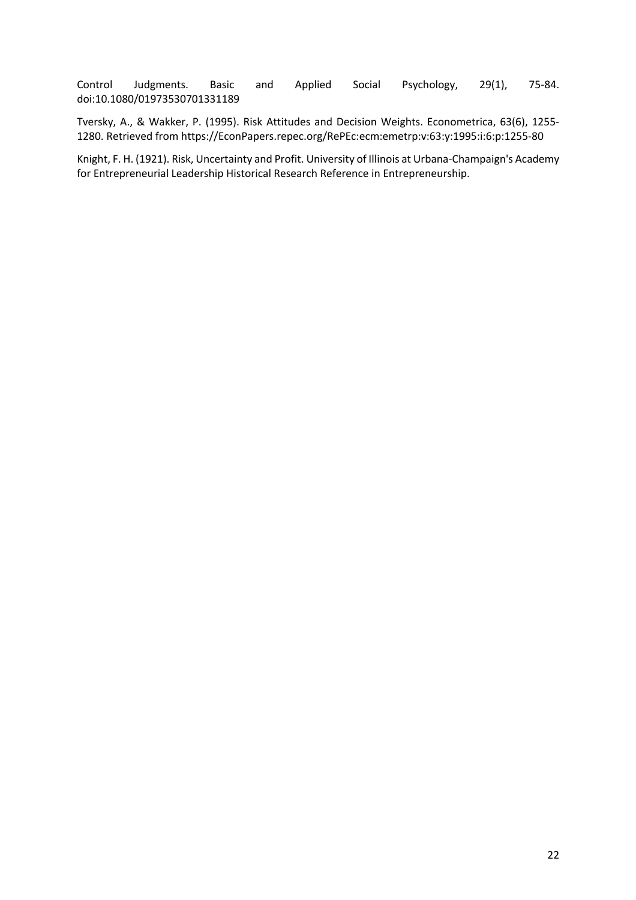Control Judgments. Basic and Applied Social Psychology, 29(1), 75-84. doi:10.1080/01973530701331189

Tversky, A., & Wakker, P. (1995). Risk Attitudes and Decision Weights. Econometrica, 63(6), 1255-1280. Retrieved from https://EconPapers.repec.org/RePEc:ecm:emetrp:v:63:y:1995:i:6:p:1255-80

Knight, F. H. (1921). Risk, Uncertainty and Profit. University of Illinois at Urbana-Champaign's Academy for Entrepreneurial Leadership Historical Research Reference in Entrepreneurship.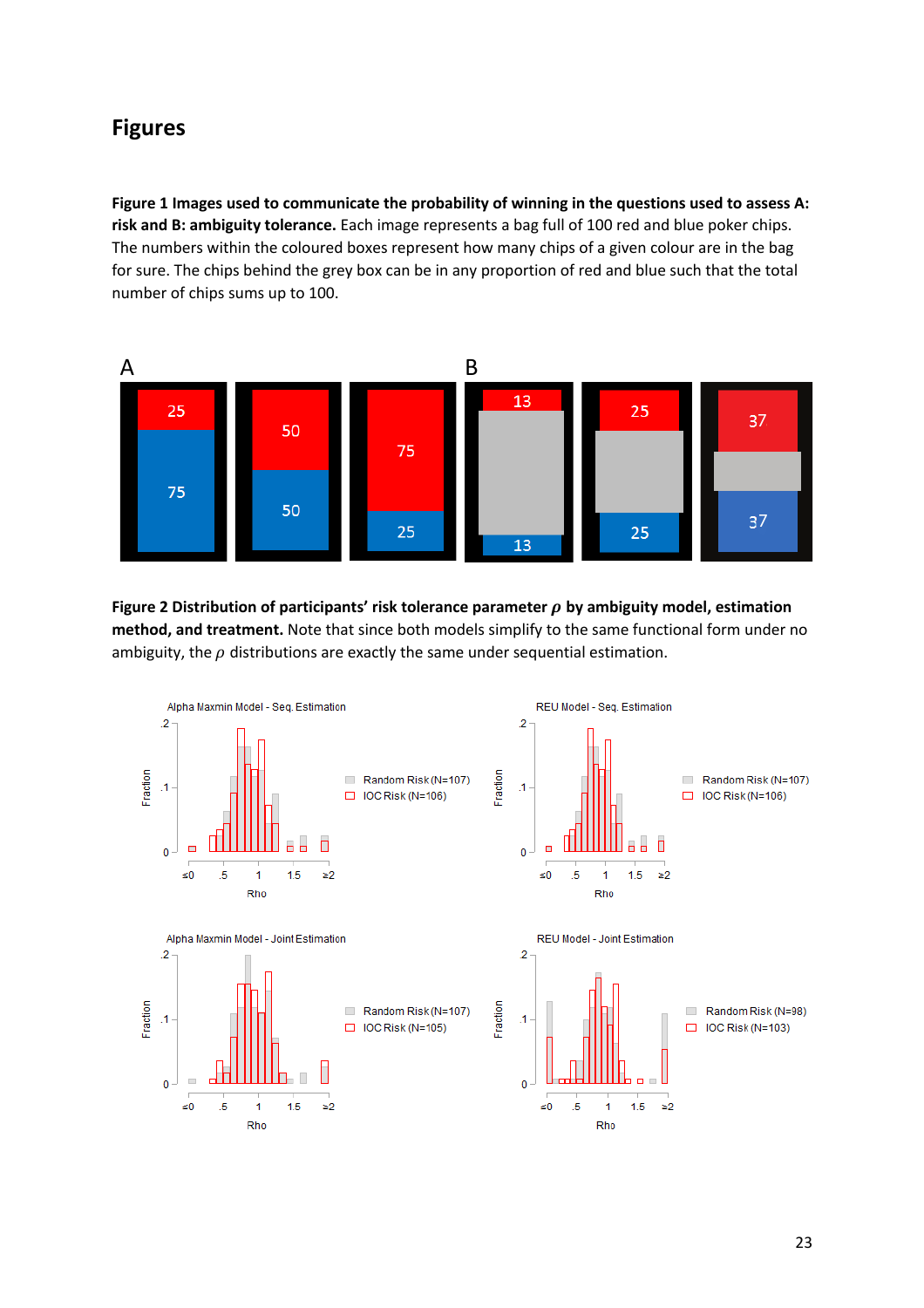# Figures

**Figure 1 Images used to communicate the probability of winning in the questions used to assess A: risk and B: ambiguity tolerance.** Each image represents a bag full of 100 red and blue poker chips. The numbers within the coloured boxes represent how many chips of a given colour are in the bag for sure. The chips behind the grey box can be in any proportion of red and blue such that the total number of chips sums up to 100.

**Figure 2 Distribution of participants' risk tolerance parameter $\rho$ by ambiguity model, estimation method, and treatment.** Note that since both models simplify to the same functional form under no ambiguity, the $\rho$ distributions are exactly the same under sequential estimation.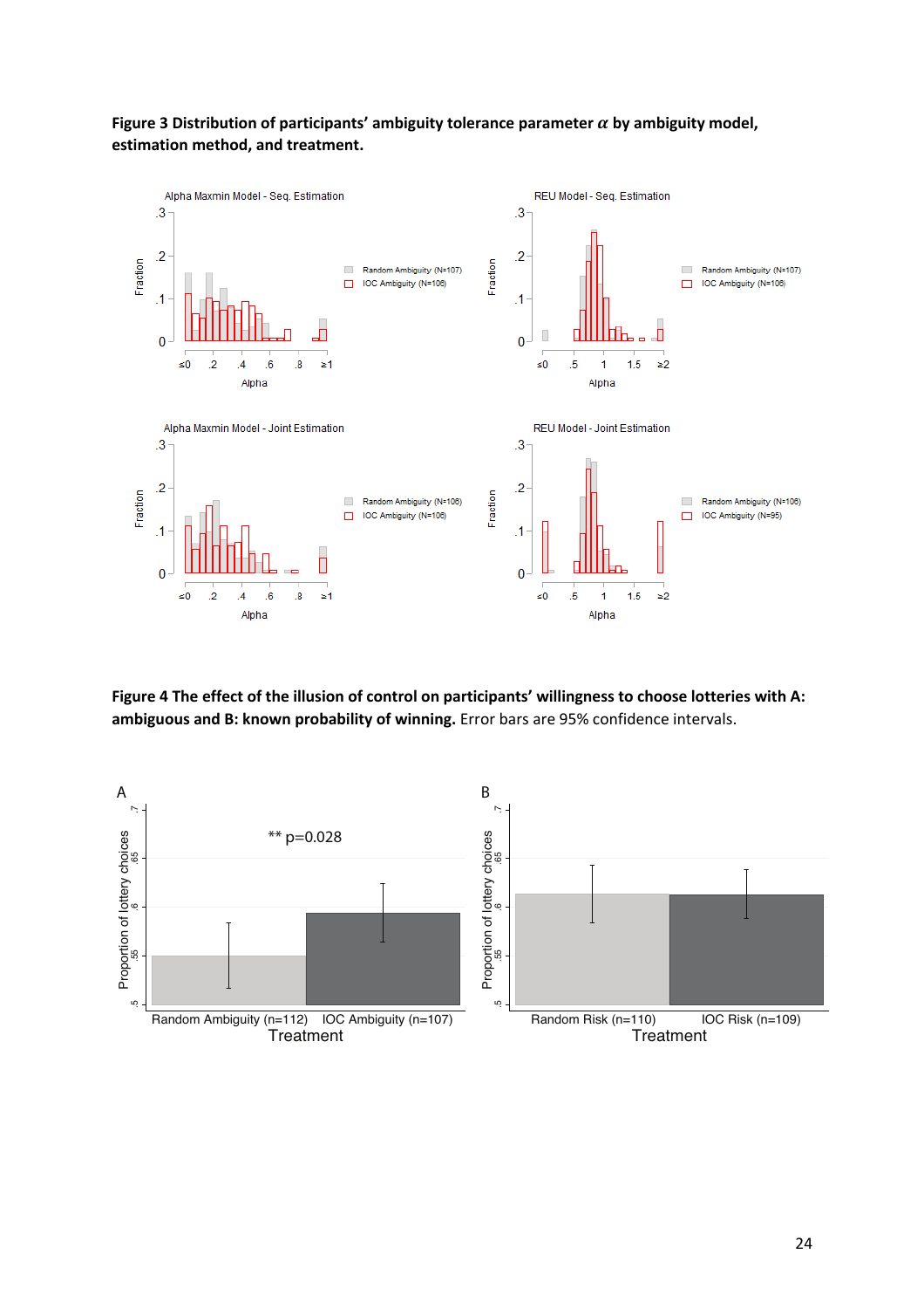**Figure 3 Distribution of participants' ambiguity tolerance parameter $\alpha$ by ambiguity model, estimation method, and treatment.**

**Figure 4 The effect of the illusion of control on participants' willingness to choose lotteries with A: ambiguous and B: known probability of winning.** Error bars are 95% confidence intervals.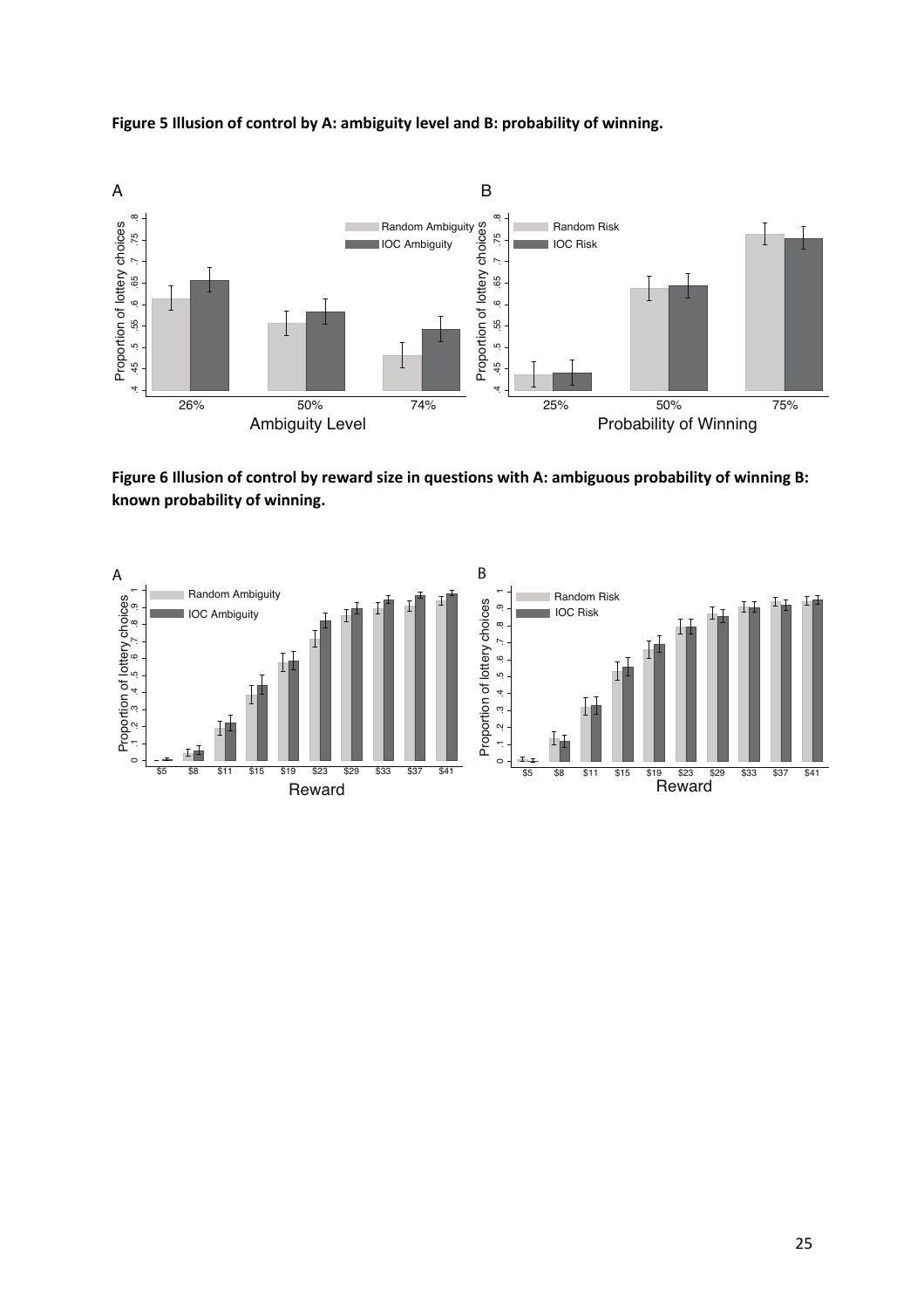**Figure 5 Illusion of control by A: ambiguity level and B: probability of winning.**

**Figure 6 Illusion of control by reward size in questions with A: ambiguous probability of winning B: known probability of winning.**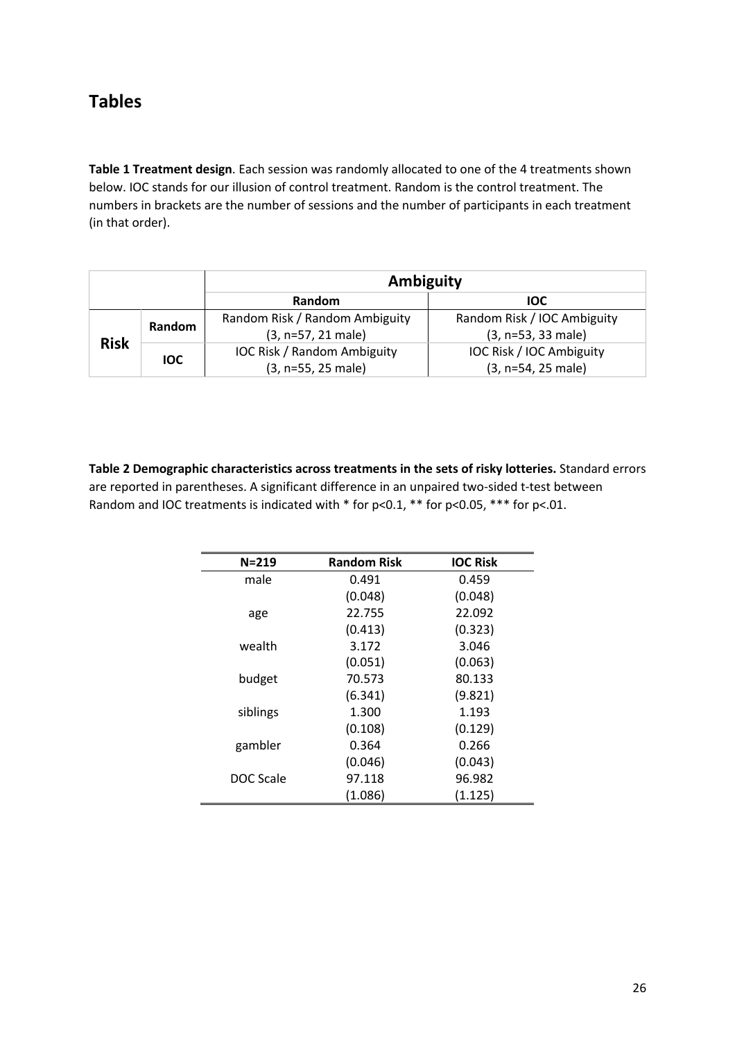## Tables

**Table 1 Treatment design**. Each session was randomly allocated to one of the 4 treatments shown below. IOC stands for our illusion of control treatment. Random is the control treatment. The numbers in brackets are the number of sessions and the number of participants in each treatment (in that order).

| | | **Ambiguity** | |
|---|---|---|---|
| | | **Random** | **IOC** |
| **Risk** | **Random** | Random Risk / Random Ambiguity (3, n=57, 21 male) | Random Risk / IOC Ambiguity (3, n=53, 33 male) |
| | **IOC** | IOC Risk / Random Ambiguity (3, n=55, 25 male) | IOC Risk / IOC Ambiguity (3, n=54, 25 male) |

**Table 2 Demographic characteristics across treatments in the sets of risky lotteries.** Standard errors are reported in parentheses. A significant difference in an unpaired two-sided t-test between Random and IOC treatments is indicated with * for p<0.1, ** for p<0.05, *** for p<.01.

| N=219 | Random Risk | IOC Risk |
|---|---|---|
| male | 0.491 | 0.459 |
| | (0.048) | (0.048) |
| age | 22.755 | 22.092 |
| | (0.413) | (0.323) |
| wealth | 3.172 | 3.046 |
| | (0.051) | (0.063) |
| budget | 70.573 | 80.133 |
| | (6.341) | (9.821) |
| siblings | 1.300 | 1.193 |
| | (0.108) | (0.129) |
| gambler | 0.364 | 0.266 |
| | (0.046) | (0.043) |
| DOC Scale | 97.118 | 96.982 |
| | (1.086) | (1.125) |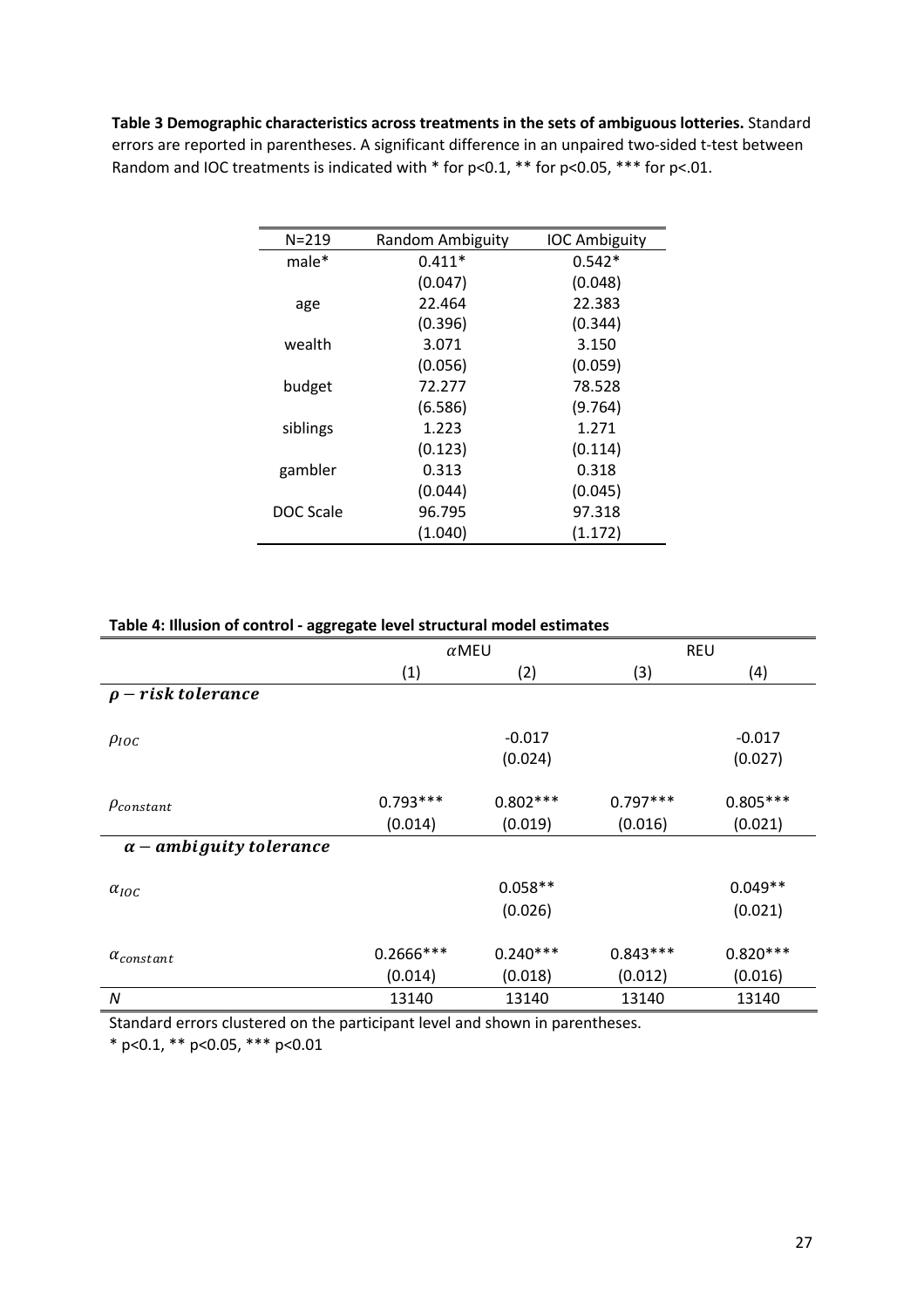**Table 3 Demographic characteristics across treatments in the sets of ambiguous lotteries.** Standard errors are reported in parentheses. A significant difference in an unpaired two-sided t-test between Random and IOC treatments is indicated with * for p<0.1, ** for p<0.05, *** for p<.01.

| N=219 | Random Ambiguity | IOC Ambiguity |
|---|---|---|
| male* | 0.411* | 0.542* |
| | (0.047) | (0.048) |
| age | 22.464 | 22.383 |
| | (0.396) | (0.344) |
| wealth | 3.071 | 3.150 |
| | (0.056) | (0.059) |
| budget | 72.277 | 78.528 |
| | (6.586) | (9.764) |
| siblings | 1.223 | 1.271 |
| | (0.123) | (0.114) |
| gambler | 0.313 | 0.318 |
| | (0.044) | (0.045) |
| DOC Scale | 96.795 | 97.318 |
| | (1.040) | (1.172) |

**Table 4: Illusion of control - aggregate level structural model estimates**

| | $\alpha$MEU | | REU | |
|---|---|---|---|---|
| | (1) | (2) | (3) | (4) |
| $\boldsymbol{\rho - risk\ tolerance}$ | | | | |
| $\rho_{IOC}$ | | -0.017 | | -0.017 |
| | | (0.024) | | (0.027) |
| $\rho_{constant}$ | 0.793*** | 0.802*** | 0.797*** | 0.805*** |
| | (0.014) | (0.019) | (0.016) | (0.021) |
| $\boldsymbol{\alpha - ambiguity\ tolerance}$ | | | | |
| $\alpha_{IOC}$ | | 0.058** | | 0.049** |
| | | (0.026) | | (0.021) |
| $\alpha_{constant}$ | 0.2666*** | 0.240*** | 0.843*** | 0.820*** |
| | (0.014) | (0.018) | (0.012) | (0.016) |
| *N* | 13140 | 13140 | 13140 | 13140 |

Standard errors clustered on the participant level and shown in parentheses.

* p<0.1, ** p<0.05, *** p<0.01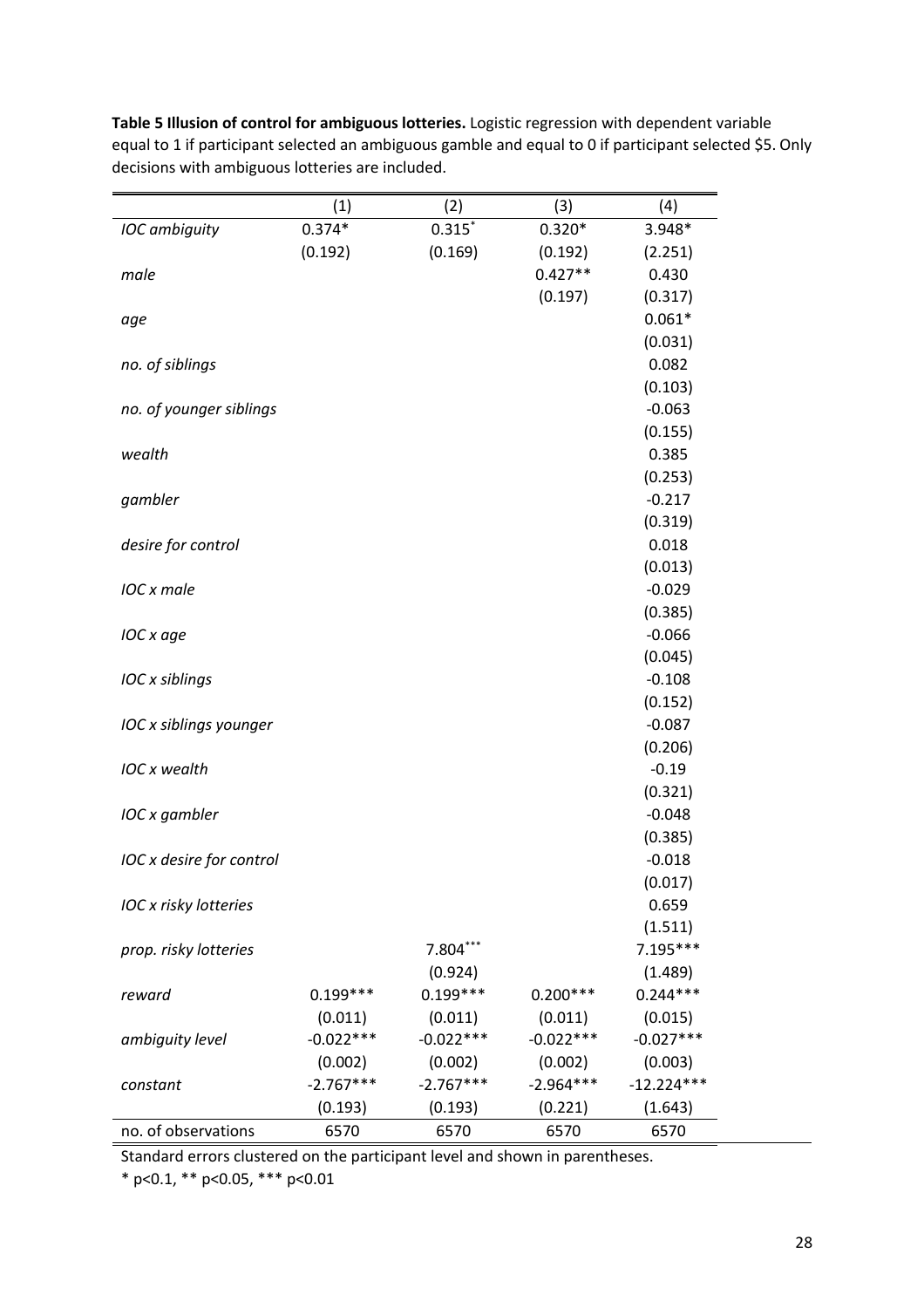**Table 5 Illusion of control for ambiguous lotteries.** Logistic regression with dependent variable equal to 1 if participant selected an ambiguous gamble and equal to 0 if participant selected $5. Only decisions with ambiguous lotteries are included.

| | (1) | (2) | (3) | (4) |
|---|---|---|---|---|
| *IOC ambiguity* | 0.374* | 0.315* | 0.320* | 3.948* |
| | (0.192) | (0.169) | (0.192) | (2.251) |
| *male* | | | 0.427** | 0.430 |
| | | | (0.197) | (0.317) |
| *age* | | | | 0.061* |
| | | | | (0.031) |
| *no. of siblings* | | | | 0.082 |
| | | | | (0.103) |
| *no. of younger siblings* | | | | -0.063 |
| | | | | (0.155) |
| *wealth* | | | | 0.385 |
| | | | | (0.253) |
| *gambler* | | | | -0.217 |
| | | | | (0.319) |
| *desire for control* | | | | 0.018 |
| | | | | (0.013) |
| *IOC x male* | | | | -0.029 |
| | | | | (0.385) |
| *IOC x age* | | | | -0.066 |
| | | | | (0.045) |
| *IOC x siblings* | | | | -0.108 |
| | | | | (0.152) |
| *IOC x siblings younger* | | | | -0.087 |
| | | | | (0.206) |
| *IOC x wealth* | | | | -0.19 |
| | | | | (0.321) |
| *IOC x gambler* | | | | -0.048 |
| | | | | (0.385) |
| *IOC x desire for control* | | | | -0.018 |
| | | | | (0.017) |
| *IOC x risky lotteries* | | | | 0.659 |
| | | | | (1.511) |
| *prop. risky lotteries* | | 7.804*** | | 7.195*** |
| | | (0.924) | | (1.489) |
| *reward* | 0.199*** | 0.199*** | 0.200*** | 0.244*** |
| | (0.011) | (0.011) | (0.011) | (0.015) |
| *ambiguity level* | -0.022*** | -0.022*** | -0.022*** | -0.027*** |
| | (0.002) | (0.002) | (0.002) | (0.003) |
| *constant* | -2.767*** | -2.767*** | -2.964*** | -12.224*** |
| | (0.193) | (0.193) | (0.221) | (1.643) |
| no. of observations | 6570 | 6570 | 6570 | 6570 |

Standard errors clustered on the participant level and shown in parentheses.

* p<0.1, ** p<0.05, *** p<0.01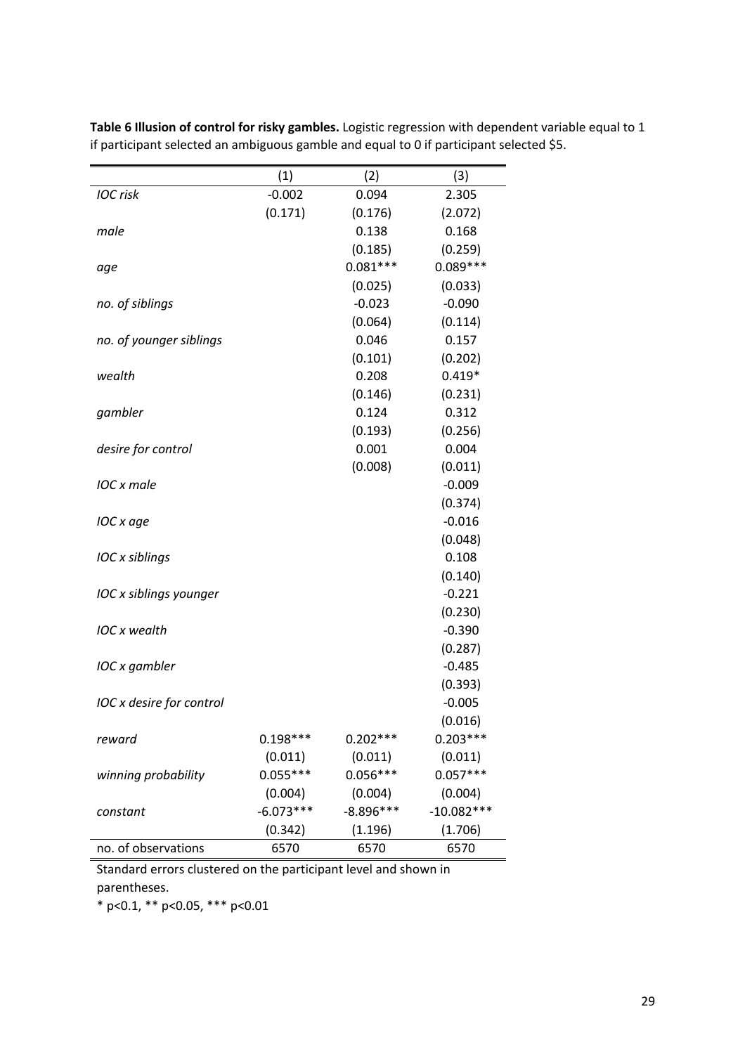**Table 6 Illusion of control for risky gambles.** Logistic regression with dependent variable equal to 1 if participant selected an ambiguous gamble and equal to 0 if participant selected $5.

| | (1) | (2) | (3) |
|---|---|---|---|
| *IOC risk* | -0.002 | 0.094 | 2.305 |
| | (0.171) | (0.176) | (2.072) |
| *male* | | 0.138 | 0.168 |
| | | (0.185) | (0.259) |
| *age* | | 0.081*** | 0.089*** |
| | | (0.025) | (0.033) |
| *no. of siblings* | | -0.023 | -0.090 |
| | | (0.064) | (0.114) |
| *no. of younger siblings* | | 0.046 | 0.157 |
| | | (0.101) | (0.202) |
| *wealth* | | 0.208 | 0.419* |
| | | (0.146) | (0.231) |
| *gambler* | | 0.124 | 0.312 |
| | | (0.193) | (0.256) |
| *desire for control* | | 0.001 | 0.004 |
| | | (0.008) | (0.011) |
| *IOC x male* | | | -0.009 |
| | | | (0.374) |
| *IOC x age* | | | -0.016 |
| | | | (0.048) |
| *IOC x siblings* | | | 0.108 |
| | | | (0.140) |
| *IOC x siblings younger* | | | -0.221 |
| | | | (0.230) |
| *IOC x wealth* | | | -0.390 |
| | | | (0.287) |
| *IOC x gambler* | | | -0.485 |
| | | | (0.393) |
| *IOC x desire for control* | | | -0.005 |
| | | | (0.016) |
| *reward* | 0.198*** | 0.202*** | 0.203*** |
| | (0.011) | (0.011) | (0.011) |
| *winning probability* | 0.055*** | 0.056*** | 0.057*** |
| | (0.004) | (0.004) | (0.004) |
| *constant* | -6.073*** | -8.896*** | -10.082*** |
| | (0.342) | (1.196) | (1.706) |
| no. of observations | 6570 | 6570 | 6570 |

Standard errors clustered on the participant level and shown in parentheses.

* p<0.1, ** p<0.05, *** p<0.01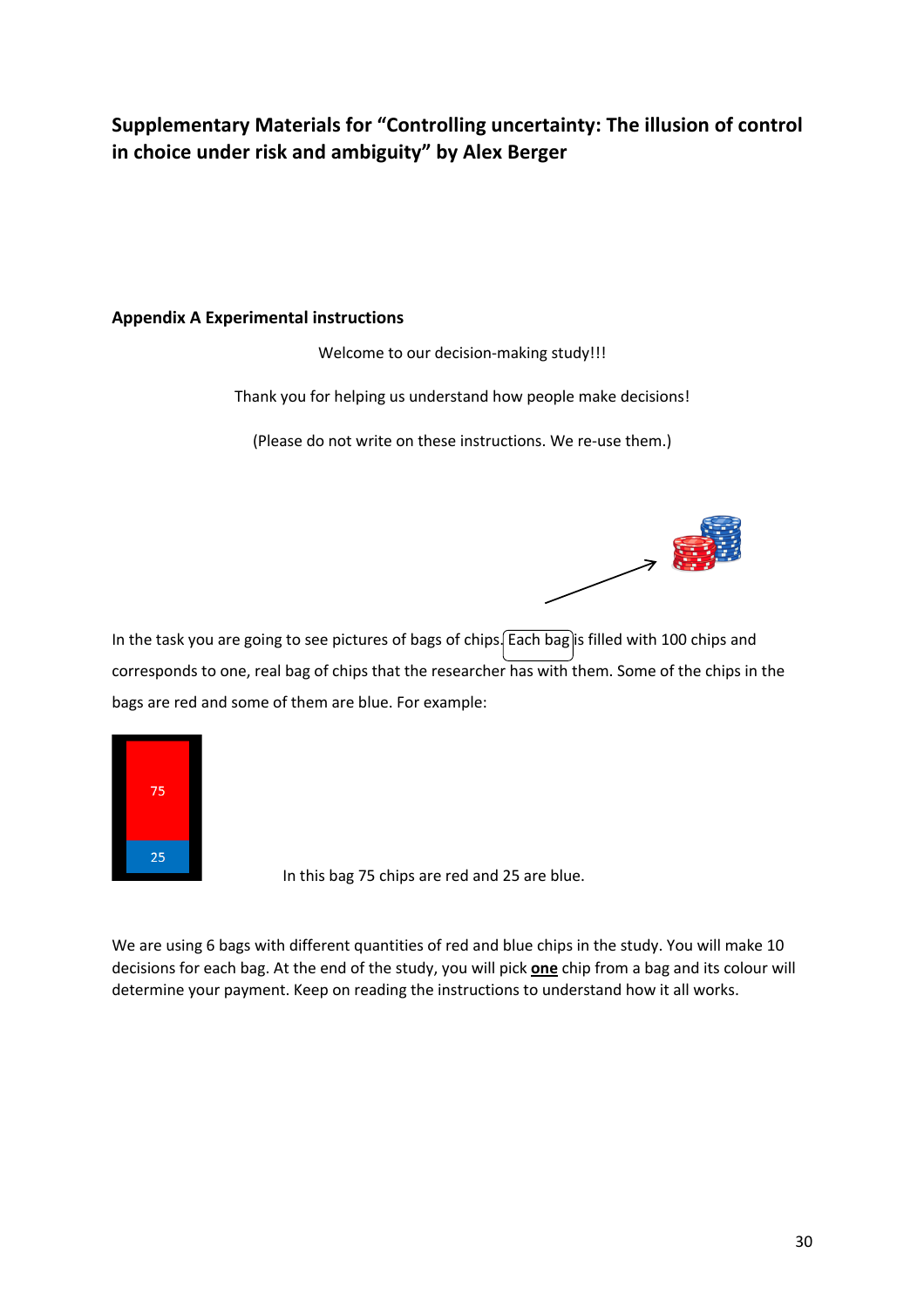## Supplementary Materials for "Controlling uncertainty: The illusion of control in choice under risk and ambiguity" by Alex Berger

### Appendix A Experimental instructions

Welcome to our decision-making study!!!

Thank you for helping us understand how people make decisions!

(Please do not write on these instructions. We re-use them.)

In the task you are going to see pictures of bags of chips. Each bag is filled with 100 chips and corresponds to one, real bag of chips that the researcher has with them. Some of the chips in the bags are red and some of them are blue. For example:

75

25

In this bag 75 chips are red and 25 are blue.

We are using 6 bags with different quantities of red and blue chips in the study. You will make 10 decisions for each bag. At the end of the study, you will pick **one** chip from a bag and its colour will determine your payment. Keep on reading the instructions to understand how it all works.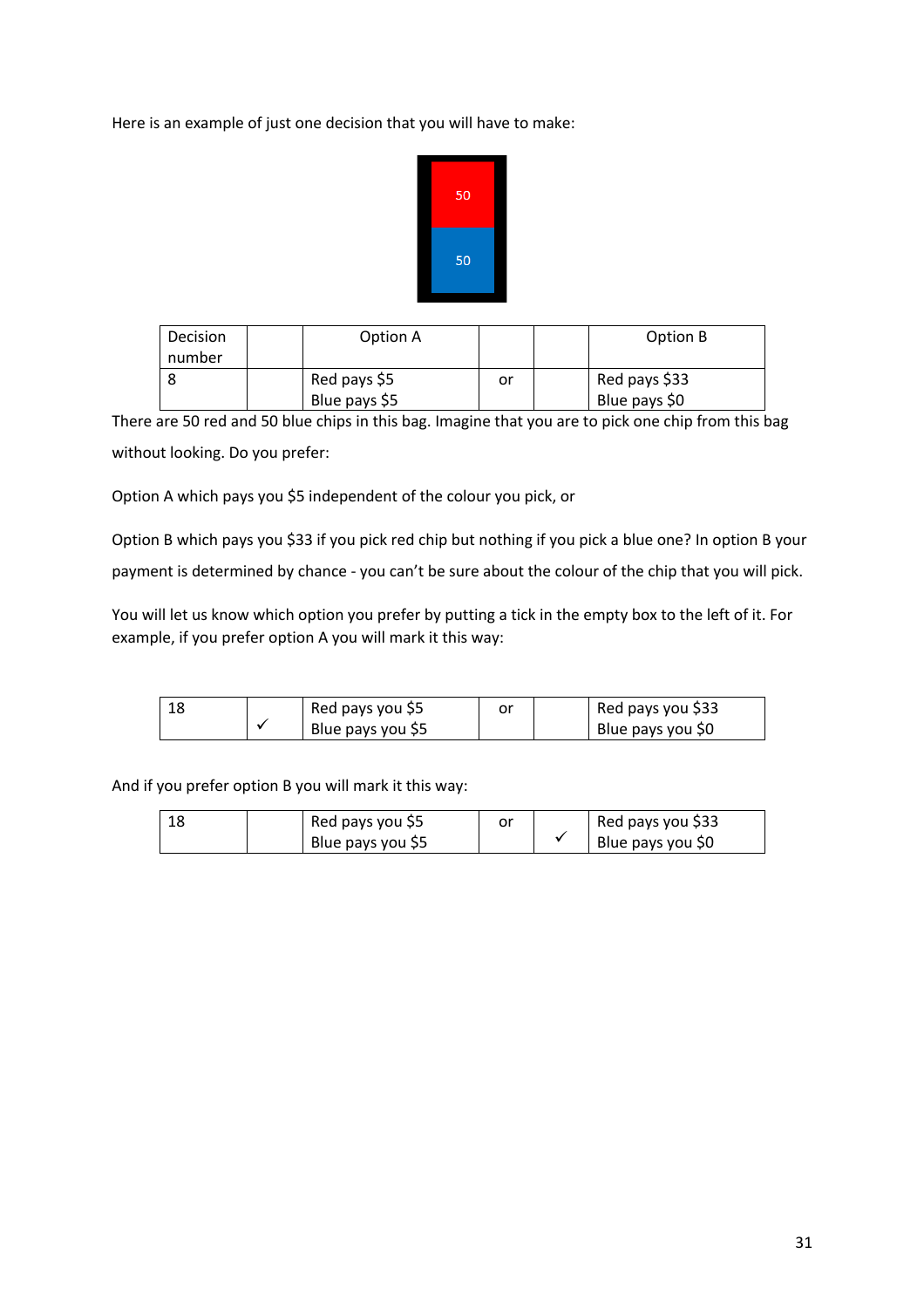Here is an example of just one decision that you will have to make:

| 50 |
|---|
| 50 |

| Decision number | | Option A | | | Option B |
|---|---|---|---|---|---|
| 8 | | Red pays $5<br>Blue pays $5 | or | | Red pays $33<br>Blue pays $0 |

There are 50 red and 50 blue chips in this bag. Imagine that you are to pick one chip from this bag without looking. Do you prefer:

Option A which pays you $5 independent of the colour you pick, or

Option B which pays you $33 if you pick red chip but nothing if you pick a blue one? In option B your payment is determined by chance - you can't be sure about the colour of the chip that you will pick.

You will let us know which option you prefer by putting a tick in the empty box to the left of it. For example, if you prefer option A you will mark it this way:

| 18 | ✓ | Red pays you $5<br>Blue pays you $5 | or | | Red pays you $33<br>Blue pays you $0 |
|---|---|---|---|---|---|

And if you prefer option B you will mark it this way:

| 18 | | Red pays you $5<br>Blue pays you $5 | or | ✓ | Red pays you $33<br>Blue pays you $0 |
|---|---|---|---|---|---|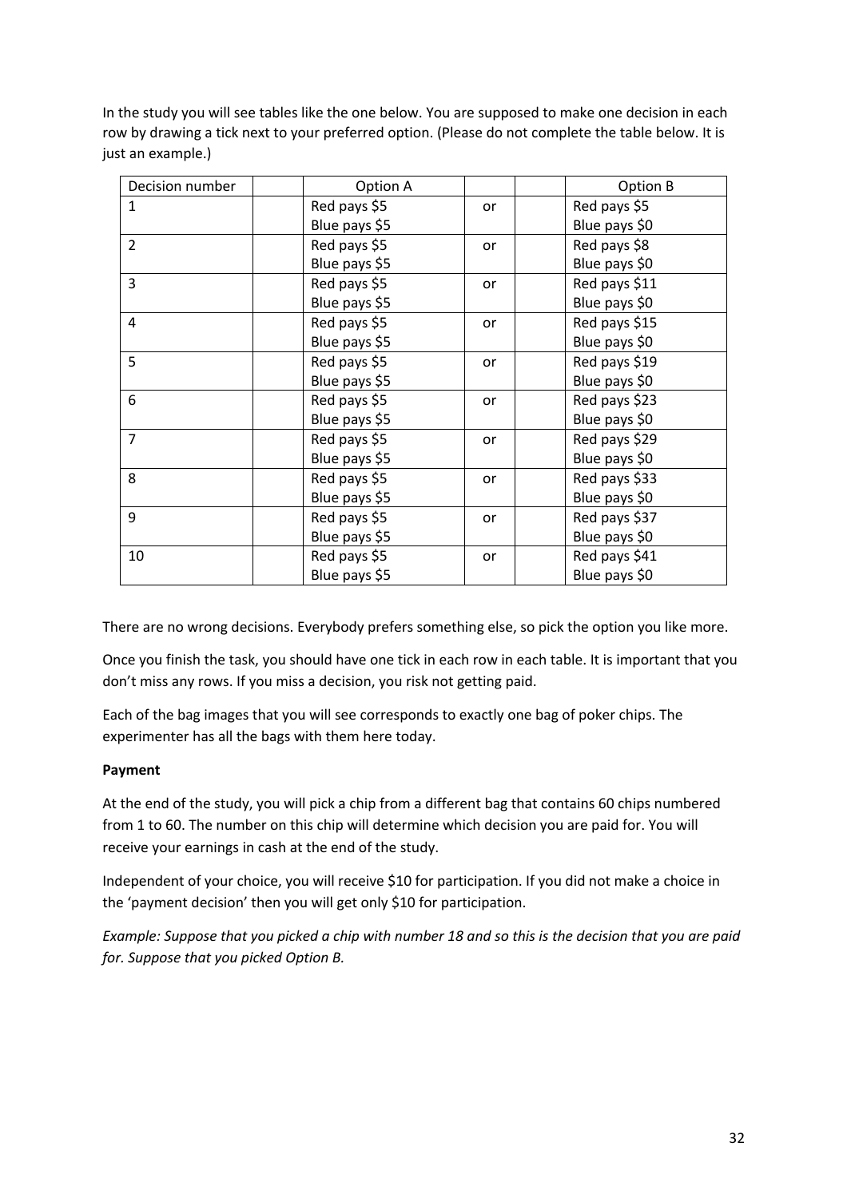In the study you will see tables like the one below. You are supposed to make one decision in each row by drawing a tick next to your preferred option. (Please do not complete the table below. It is just an example.)

| Decision number | | Option A | | | Option B |
|---|---|---|---|---|---|
| 1 | | Red pays $5<br>Blue pays $5 | or | | Red pays $5<br>Blue pays $0 |
| 2 | | Red pays $5<br>Blue pays $5 | or | | Red pays $8<br>Blue pays $0 |
| 3 | | Red pays $5<br>Blue pays $5 | or | | Red pays $11<br>Blue pays $0 |
| 4 | | Red pays $5<br>Blue pays $5 | or | | Red pays $15<br>Blue pays $0 |
| 5 | | Red pays $5<br>Blue pays $5 | or | | Red pays $19<br>Blue pays $0 |
| 6 | | Red pays $5<br>Blue pays $5 | or | | Red pays $23<br>Blue pays $0 |
| 7 | | Red pays $5<br>Blue pays $5 | or | | Red pays $29<br>Blue pays $0 |
| 8 | | Red pays $5<br>Blue pays $5 | or | | Red pays $33<br>Blue pays $0 |
| 9 | | Red pays $5<br>Blue pays $5 | or | | Red pays $37<br>Blue pays $0 |
| 10 | | Red pays $5<br>Blue pays $5 | or | | Red pays $41<br>Blue pays $0 |

There are no wrong decisions. Everybody prefers something else, so pick the option you like more.

Once you finish the task, you should have one tick in each row in each table. It is important that you don't miss any rows. If you miss a decision, you risk not getting paid.

Each of the bag images that you will see corresponds to exactly one bag of poker chips. The experimenter has all the bags with them here today.

**Payment**

At the end of the study, you will pick a chip from a different bag that contains 60 chips numbered from 1 to 60. The number on this chip will determine which decision you are paid for. You will receive your earnings in cash at the end of the study.

Independent of your choice, you will receive $10 for participation. If you did not make a choice in the 'payment decision' then you will get only $10 for participation.

*Example: Suppose that you picked a chip with number 18 and so this is the decision that you are paid for. Suppose that you picked Option B.*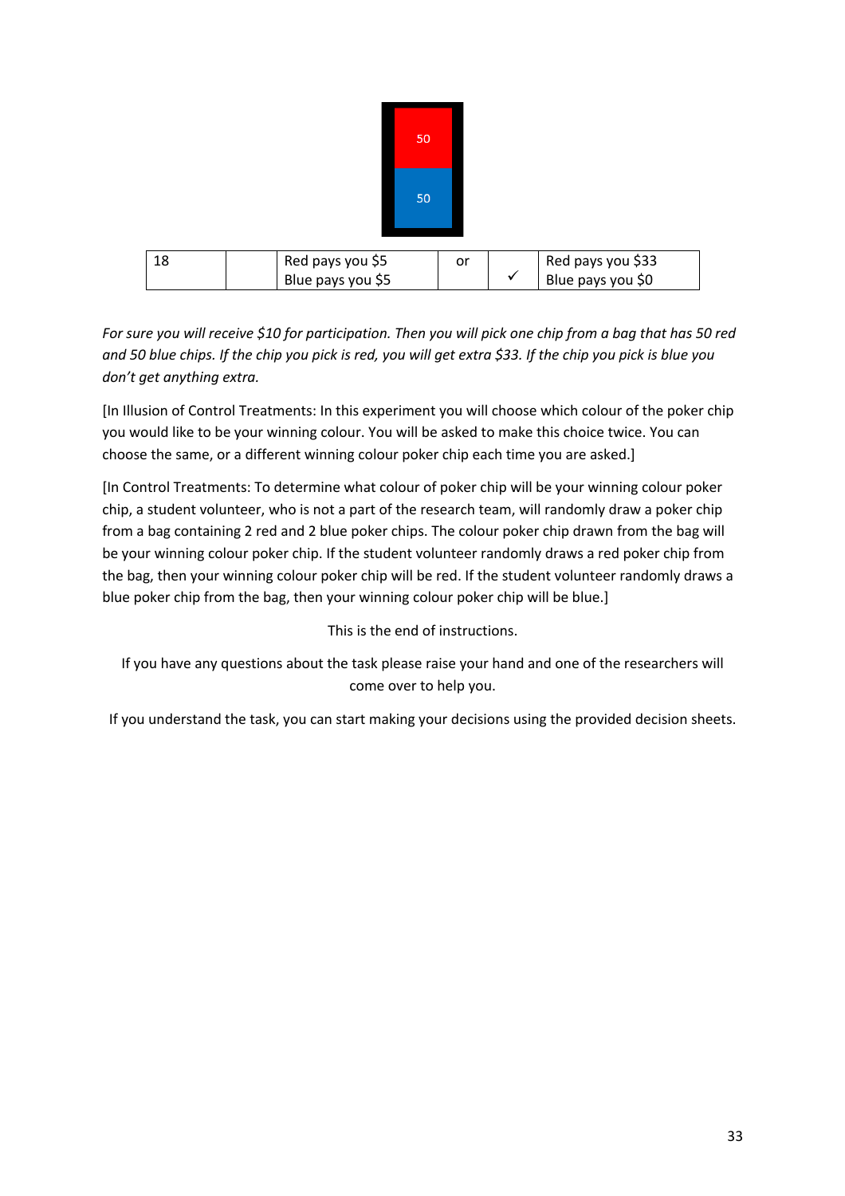| 50 |
|---|
| 50 |

| 18 | | Red pays you $5<br>Blue pays you $5 | or | ✓ | Red pays you $33<br>Blue pays you $0 |
|---|---|---|---|---|---|

*For sure you will receive $10 for participation. Then you will pick one chip from a bag that has 50 red and 50 blue chips. If the chip you pick is red, you will get extra $33. If the chip you pick is blue you don't get anything extra.*

[In Illusion of Control Treatments: In this experiment you will choose which colour of the poker chip you would like to be your winning colour. You will be asked to make this choice twice. You can choose the same, or a different winning colour poker chip each time you are asked.]

[In Control Treatments: To determine what colour of poker chip will be your winning colour poker chip, a student volunteer, who is not a part of the research team, will randomly draw a poker chip from a bag containing 2 red and 2 blue poker chips. The colour poker chip drawn from the bag will be your winning colour poker chip. If the student volunteer randomly draws a red poker chip from the bag, then your winning colour poker chip will be red. If the student volunteer randomly draws a blue poker chip from the bag, then your winning colour poker chip will be blue.]

This is the end of instructions.

If you have any questions about the task please raise your hand and one of the researchers will come over to help you.

If you understand the task, you can start making your decisions using the provided decision sheets.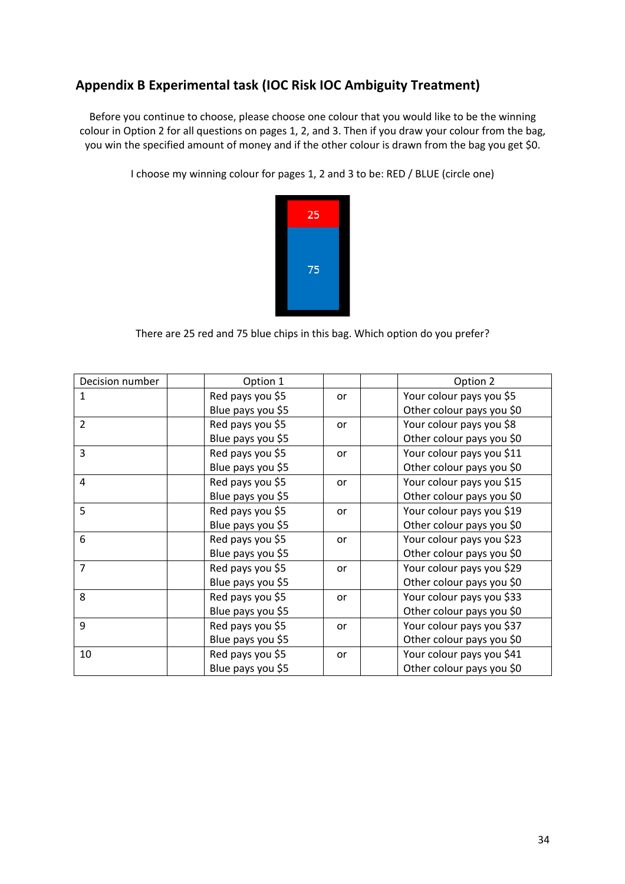## Appendix B Experimental task (IOC Risk IOC Ambiguity Treatment)

Before you continue to choose, please choose one colour that you would like to be the winning colour in Option 2 for all questions on pages 1, 2, and 3. Then if you draw your colour from the bag, you win the specified amount of money and if the other colour is drawn from the bag you get $0.

I choose my winning colour for pages 1, 2 and 3 to be: RED / BLUE (circle one)

25

75

There are 25 red and 75 blue chips in this bag. Which option do you prefer?

| Decision number | | Option 1 | | | Option 2 |
|---|---|---|---|---|---|
| 1 | | Red pays you $5<br>Blue pays you $5 | or | | Your colour pays you $5<br>Other colour pays you $0 |
| 2 | | Red pays you $5<br>Blue pays you $5 | or | | Your colour pays you $8<br>Other colour pays you $0 |
| 3 | | Red pays you $5<br>Blue pays you $5 | or | | Your colour pays you $11<br>Other colour pays you $0 |
| 4 | | Red pays you $5<br>Blue pays you $5 | or | | Your colour pays you $15<br>Other colour pays you $0 |
| 5 | | Red pays you $5<br>Blue pays you $5 | or | | Your colour pays you $19<br>Other colour pays you $0 |
| 6 | | Red pays you $5<br>Blue pays you $5 | or | | Your colour pays you $23<br>Other colour pays you $0 |
| 7 | | Red pays you $5<br>Blue pays you $5 | or | | Your colour pays you $29<br>Other colour pays you $0 |
| 8 | | Red pays you $5<br>Blue pays you $5 | or | | Your colour pays you $33<br>Other colour pays you $0 |
| 9 | | Red pays you $5<br>Blue pays you $5 | or | | Your colour pays you $37<br>Other colour pays you $0 |
| 10 | | Red pays you $5<br>Blue pays you $5 | or | | Your colour pays you $41<br>Other colour pays you $0 |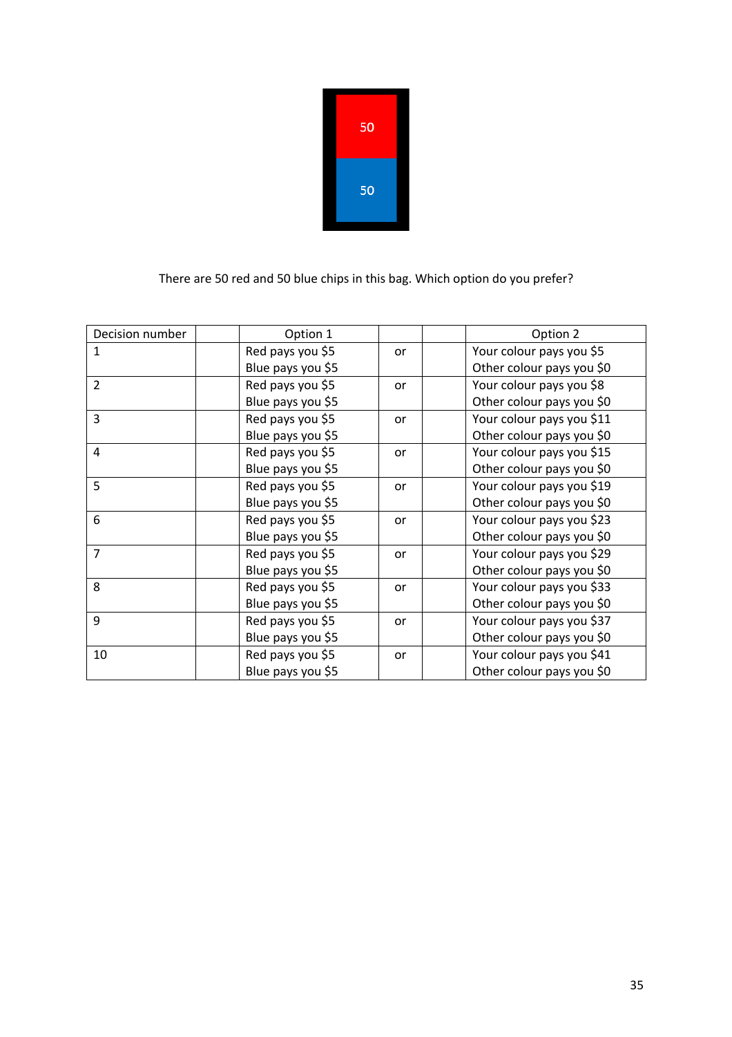50

50

There are 50 red and 50 blue chips in this bag. Which option do you prefer?

| Decision number | | Option 1 | | | Option 2 |
|---|---|---|---|---|---|
| 1 | | Red pays you $5<br>Blue pays you $5 | or | | Your colour pays you $5<br>Other colour pays you $0 |
| 2 | | Red pays you $5<br>Blue pays you $5 | or | | Your colour pays you $8<br>Other colour pays you $0 |
| 3 | | Red pays you $5<br>Blue pays you $5 | or | | Your colour pays you $11<br>Other colour pays you $0 |
| 4 | | Red pays you $5<br>Blue pays you $5 | or | | Your colour pays you $15<br>Other colour pays you $0 |
| 5 | | Red pays you $5<br>Blue pays you $5 | or | | Your colour pays you $19<br>Other colour pays you $0 |
| 6 | | Red pays you $5<br>Blue pays you $5 | or | | Your colour pays you $23<br>Other colour pays you $0 |
| 7 | | Red pays you $5<br>Blue pays you $5 | or | | Your colour pays you $29<br>Other colour pays you $0 |
| 8 | | Red pays you $5<br>Blue pays you $5 | or | | Your colour pays you $33<br>Other colour pays you $0 |
| 9 | | Red pays you $5<br>Blue pays you $5 | or | | Your colour pays you $37<br>Other colour pays you $0 |
| 10 | | Red pays you $5<br>Blue pays you $5 | or | | Your colour pays you $41<br>Other colour pays you $0 |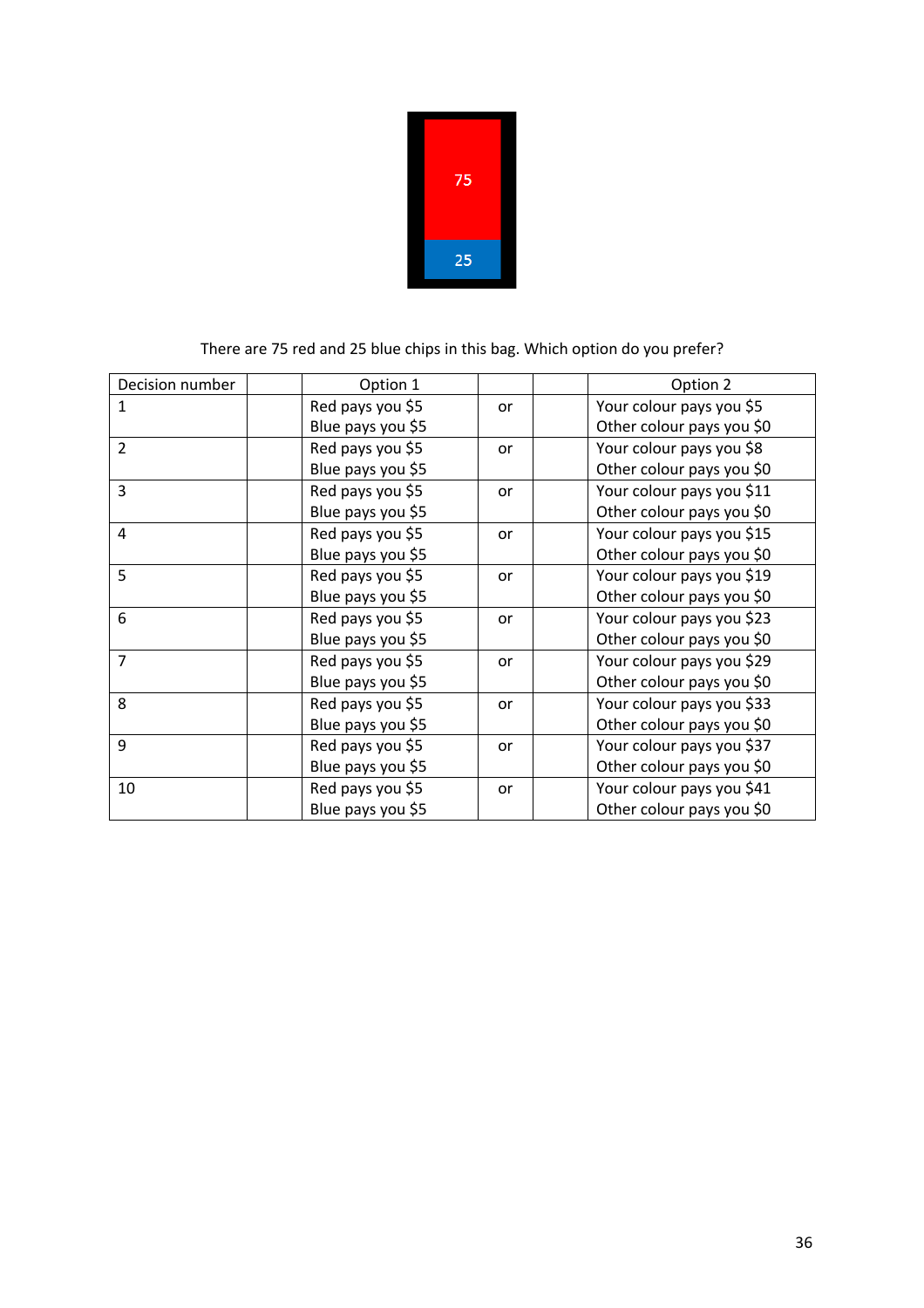75

25

There are 75 red and 25 blue chips in this bag. Which option do you prefer?

| Decision number | | Option 1 | | | Option 2 |
|---|---|---|---|---|---|
| 1 | | Red pays you $5<br>Blue pays you $5 | or | | Your colour pays you $5<br>Other colour pays you $0 |
| 2 | | Red pays you $5<br>Blue pays you $5 | or | | Your colour pays you $8<br>Other colour pays you $0 |
| 3 | | Red pays you $5<br>Blue pays you $5 | or | | Your colour pays you $11<br>Other colour pays you $0 |
| 4 | | Red pays you $5<br>Blue pays you $5 | or | | Your colour pays you $15<br>Other colour pays you $0 |
| 5 | | Red pays you $5<br>Blue pays you $5 | or | | Your colour pays you $19<br>Other colour pays you $0 |
| 6 | | Red pays you $5<br>Blue pays you $5 | or | | Your colour pays you $23<br>Other colour pays you $0 |
| 7 | | Red pays you $5<br>Blue pays you $5 | or | | Your colour pays you $29<br>Other colour pays you $0 |
| 8 | | Red pays you $5<br>Blue pays you $5 | or | | Your colour pays you $33<br>Other colour pays you $0 |
| 9 | | Red pays you $5<br>Blue pays you $5 | or | | Your colour pays you $37<br>Other colour pays you $0 |
| 10 | | Red pays you $5<br>Blue pays you $5 | or | | Your colour pays you $41<br>Other colour pays you $0 |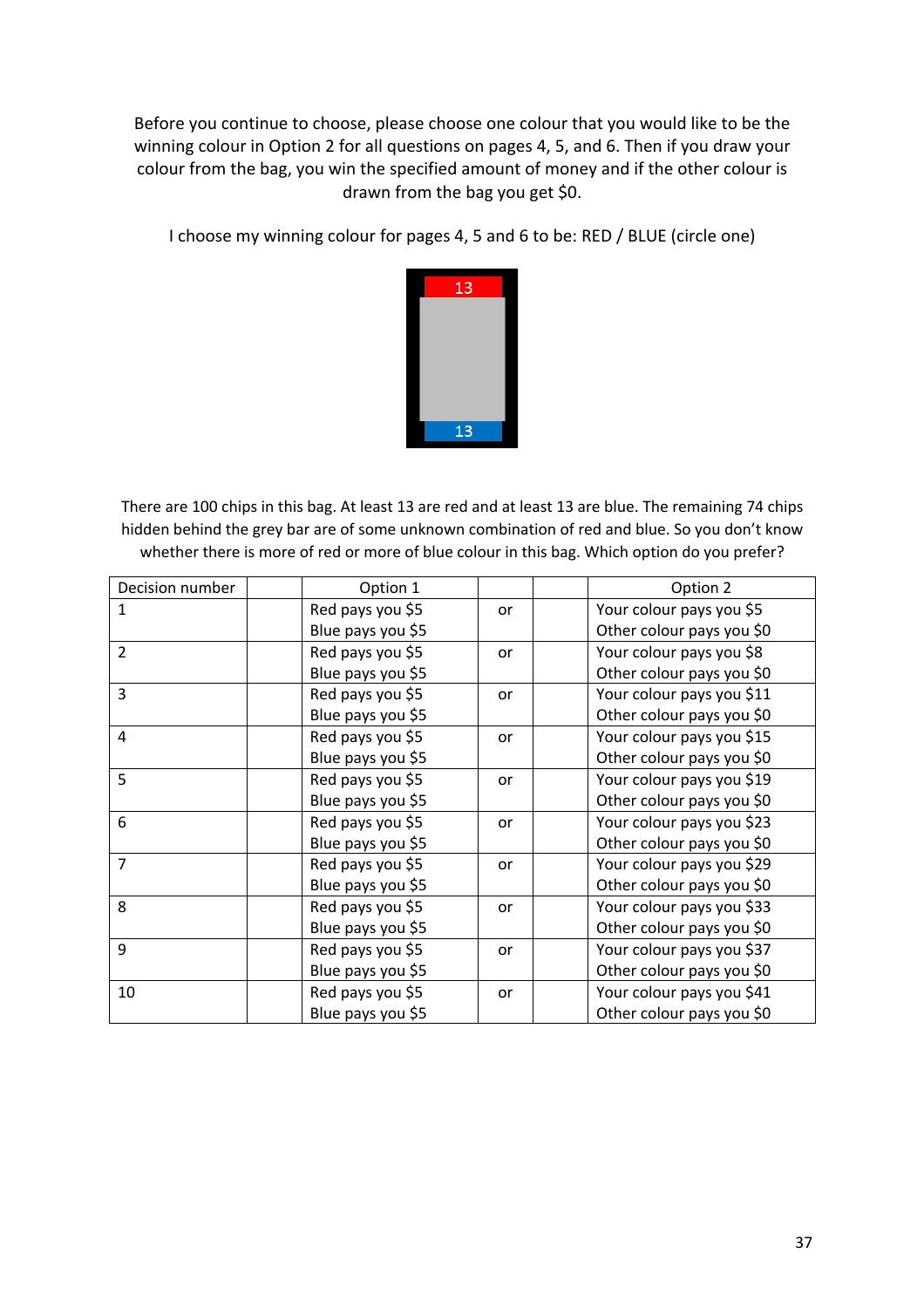Before you continue to choose, please choose one colour that you would like to be the winning colour in Option 2 for all questions on pages 4, 5, and 6. Then if you draw your colour from the bag, you win the specified amount of money and if the other colour is drawn from the bag you get $0.

I choose my winning colour for pages 4, 5 and 6 to be: RED / BLUE (circle one)

13

13

There are 100 chips in this bag. At least 13 are red and at least 13 are blue. The remaining 74 chips hidden behind the grey bar are of some unknown combination of red and blue. So you don't know whether there is more of red or more of blue colour in this bag. Which option do you prefer?

| Decision number | | Option 1 | | | Option 2 |
|---|---|---|---|---|---|
| 1 | | Red pays you $5<br>Blue pays you $5 | or | | Your colour pays you $5<br>Other colour pays you $0 |
| 2 | | Red pays you $5<br>Blue pays you $5 | or | | Your colour pays you $8<br>Other colour pays you $0 |
| 3 | | Red pays you $5<br>Blue pays you $5 | or | | Your colour pays you $11<br>Other colour pays you $0 |
| 4 | | Red pays you $5<br>Blue pays you $5 | or | | Your colour pays you $15<br>Other colour pays you $0 |
| 5 | | Red pays you $5<br>Blue pays you $5 | or | | Your colour pays you $19<br>Other colour pays you $0 |
| 6 | | Red pays you $5<br>Blue pays you $5 | or | | Your colour pays you $23<br>Other colour pays you $0 |
| 7 | | Red pays you $5<br>Blue pays you $5 | or | | Your colour pays you $29<br>Other colour pays you $0 |
| 8 | | Red pays you $5<br>Blue pays you $5 | or | | Your colour pays you $33<br>Other colour pays you $0 |
| 9 | | Red pays you $5<br>Blue pays you $5 | or | | Your colour pays you $37<br>Other colour pays you $0 |
| 10 | | Red pays you $5<br>Blue pays you $5 | or | | Your colour pays you $41<br>Other colour pays you $0 |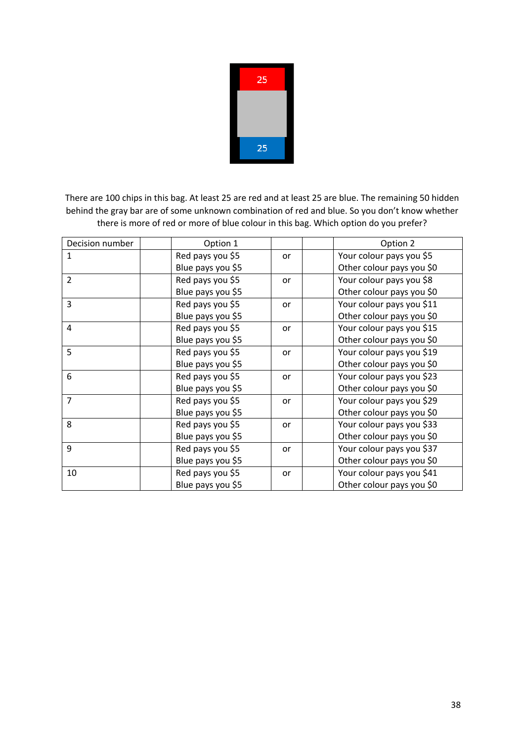25

25

There are 100 chips in this bag. At least 25 are red and at least 25 are blue. The remaining 50 hidden behind the gray bar are of some unknown combination of red and blue. So you don't know whether there is more of red or more of blue colour in this bag. Which option do you prefer?

| Decision number | | Option 1 | | | Option 2 |
|---|---|---|---|---|---|
| 1 | | Red pays you $5<br>Blue pays you $5 | or | | Your colour pays you $5<br>Other colour pays you $0 |
| 2 | | Red pays you $5<br>Blue pays you $5 | or | | Your colour pays you $8<br>Other colour pays you $0 |
| 3 | | Red pays you $5<br>Blue pays you $5 | or | | Your colour pays you $11<br>Other colour pays you $0 |
| 4 | | Red pays you $5<br>Blue pays you $5 | or | | Your colour pays you $15<br>Other colour pays you $0 |
| 5 | | Red pays you $5<br>Blue pays you $5 | or | | Your colour pays you $19<br>Other colour pays you $0 |
| 6 | | Red pays you $5<br>Blue pays you $5 | or | | Your colour pays you $23<br>Other colour pays you $0 |
| 7 | | Red pays you $5<br>Blue pays you $5 | or | | Your colour pays you $29<br>Other colour pays you $0 |
| 8 | | Red pays you $5<br>Blue pays you $5 | or | | Your colour pays you $33<br>Other colour pays you $0 |
| 9 | | Red pays you $5<br>Blue pays you $5 | or | | Your colour pays you $37<br>Other colour pays you $0 |
| 10 | | Red pays you $5<br>Blue pays you $5 | or | | Your colour pays you $41<br>Other colour pays you $0 |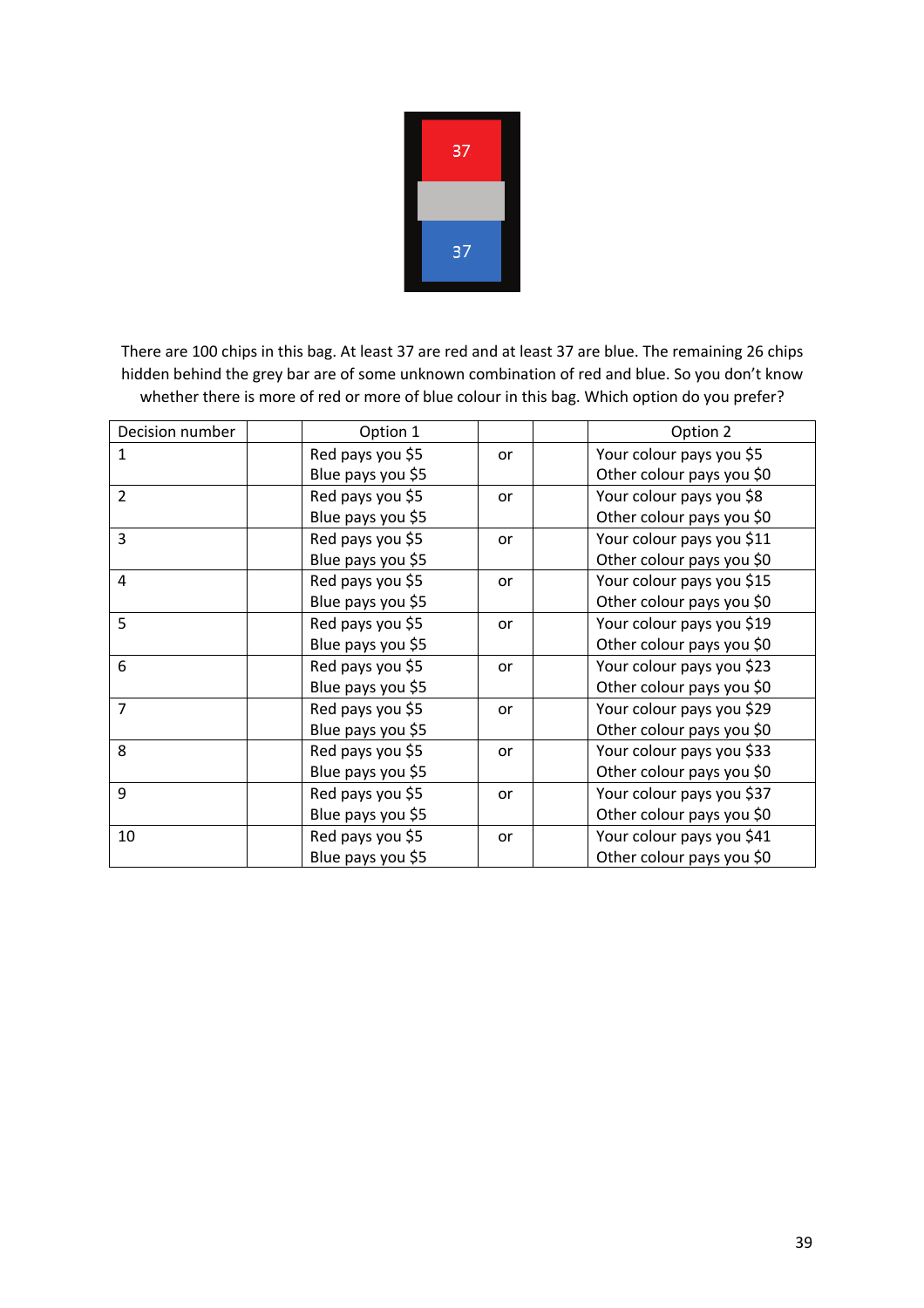37

37

There are 100 chips in this bag. At least 37 are red and at least 37 are blue. The remaining 26 chips hidden behind the grey bar are of some unknown combination of red and blue. So you don't know whether there is more of red or more of blue colour in this bag. Which option do you prefer?

| Decision number | | Option 1 | | | Option 2 |
|---|---|---|---|---|---|
| 1 | | Red pays you \$5<br>Blue pays you \$5 | or | | Your colour pays you \$5<br>Other colour pays you \$0 |
| 2 | | Red pays you \$5<br>Blue pays you \$5 | or | | Your colour pays you \$8<br>Other colour pays you \$0 |
| 3 | | Red pays you \$5<br>Blue pays you \$5 | or | | Your colour pays you \$11<br>Other colour pays you \$0 |
| 4 | | Red pays you \$5<br>Blue pays you \$5 | or | | Your colour pays you \$15<br>Other colour pays you \$0 |
| 5 | | Red pays you \$5<br>Blue pays you \$5 | or | | Your colour pays you \$19<br>Other colour pays you \$0 |
| 6 | | Red pays you \$5<br>Blue pays you \$5 | or | | Your colour pays you \$23<br>Other colour pays you \$0 |
| 7 | | Red pays you \$5<br>Blue pays you \$5 | or | | Your colour pays you \$29<br>Other colour pays you \$0 |
| 8 | | Red pays you \$5<br>Blue pays you \$5 | or | | Your colour pays you \$33<br>Other colour pays you \$0 |
| 9 | | Red pays you \$5<br>Blue pays you \$5 | or | | Your colour pays you \$37<br>Other colour pays you \$0 |
| 10 | | Red pays you \$5<br>Blue pays you \$5 | or | | Your colour pays you \$41<br>Other colour pays you \$0 |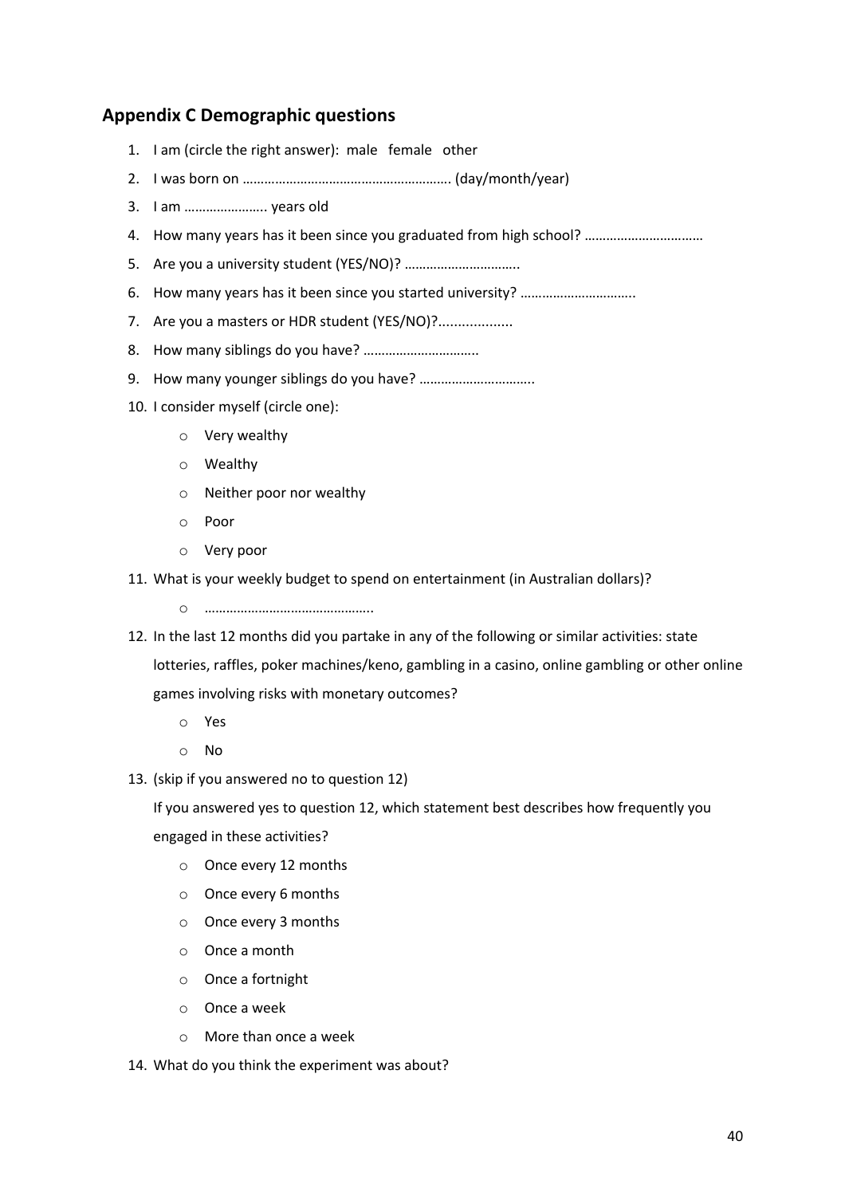## Appendix C Demographic questions

1. I am (circle the right answer): male female other
2. I was born on ………………………………………………… (day/month/year)
3. I am ………………….. years old
4. How many years has it been since you graduated from high school? ……………………………
5. Are you a university student (YES/NO)? …………………………..
6. How many years has it been since you started university? …………………………..
7. Are you a masters or HDR student (YES/NO)?..................
8. How many siblings do you have? …………………………..
9. How many younger siblings do you have? …………………………..
10. I consider myself (circle one):
    - Very wealthy
    - Wealthy
    - Neither poor nor wealthy
    - Poor
    - Very poor
11. What is your weekly budget to spend on entertainment (in Australian dollars)?
    - ………………………………………..
12. In the last 12 months did you partake in any of the following or similar activities: state lotteries, raffles, poker machines/keno, gambling in a casino, online gambling or other online games involving risks with monetary outcomes?
    - Yes
    - No
13. (skip if you answered no to question 12)

    If you answered yes to question 12, which statement best describes how frequently you engaged in these activities?
    - Once every 12 months
    - Once every 6 months
    - Once every 3 months
    - Once a month
    - Once a fortnight
    - Once a week
    - More than once a week
14. What do you think the experiment was about?